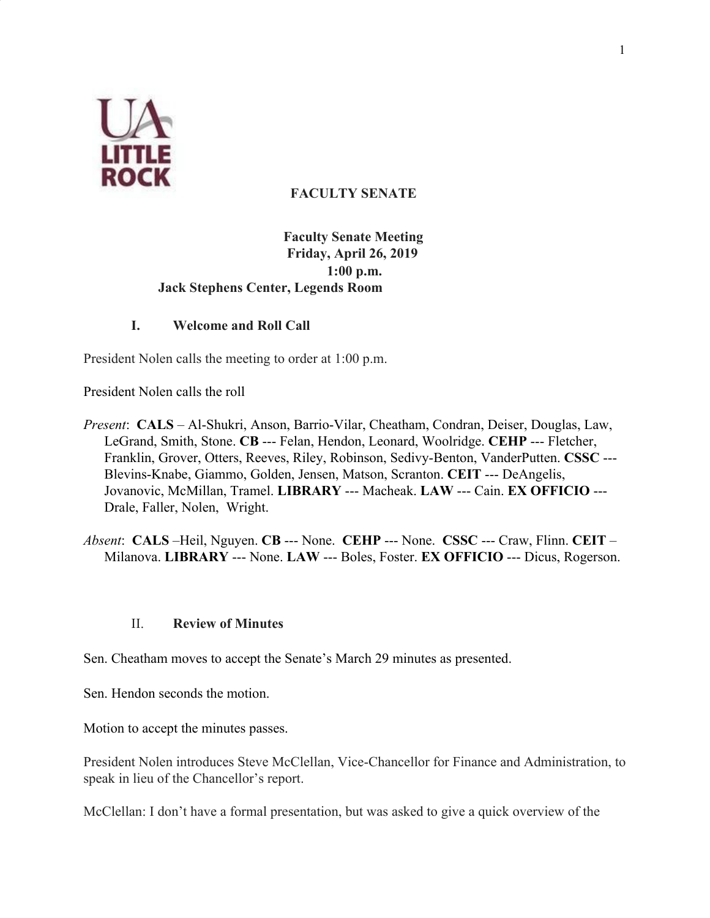# FACULTY SENATE

**Faculty Senate Meeting**
**Friday, April 26, 2019**
**1:00 p.m.**
**Jack Stephens Center, Legends Room**

## I. Welcome and Roll Call

President Nolen calls the meeting to order at 1:00 p.m.

President Nolen calls the roll

*Present*: **CALS** – Al-Shukri, Anson, Barrio-Vilar, Cheatham, Condran, Deiser, Douglas, Law, LeGrand, Smith, Stone. **CB** --- Felan, Hendon, Leonard, Woolridge. **CEHP** --- Fletcher, Franklin, Grover, Otters, Reeves, Riley, Robinson, Sedivy-Benton, VanderPutten. **CSSC** --- Blevins-Knabe, Giammo, Golden, Jensen, Matson, Scranton. **CEIT** --- DeAngelis, Jovanovic, McMillan, Tramel. **LIBRARY** --- Macheak. **LAW** --- Cain. **EX OFFICIO** --- Drale, Faller, Nolen, Wright.

*Absent*: **CALS** –Heil, Nguyen. **CB** --- None. **CEHP** --- None. **CSSC** --- Craw, Flinn. **CEIT** – Milanova. **LIBRARY** --- None. **LAW** --- Boles, Foster. **EX OFFICIO** --- Dicus, Rogerson.

## II. Review of Minutes

Sen. Cheatham moves to accept the Senate's March 29 minutes as presented.

Sen. Hendon seconds the motion.

Motion to accept the minutes passes.

President Nolen introduces Steve McClellan, Vice-Chancellor for Finance and Administration, to speak in lieu of the Chancellor's report.

McClellan: I don't have a formal presentation, but was asked to give a quick overview of the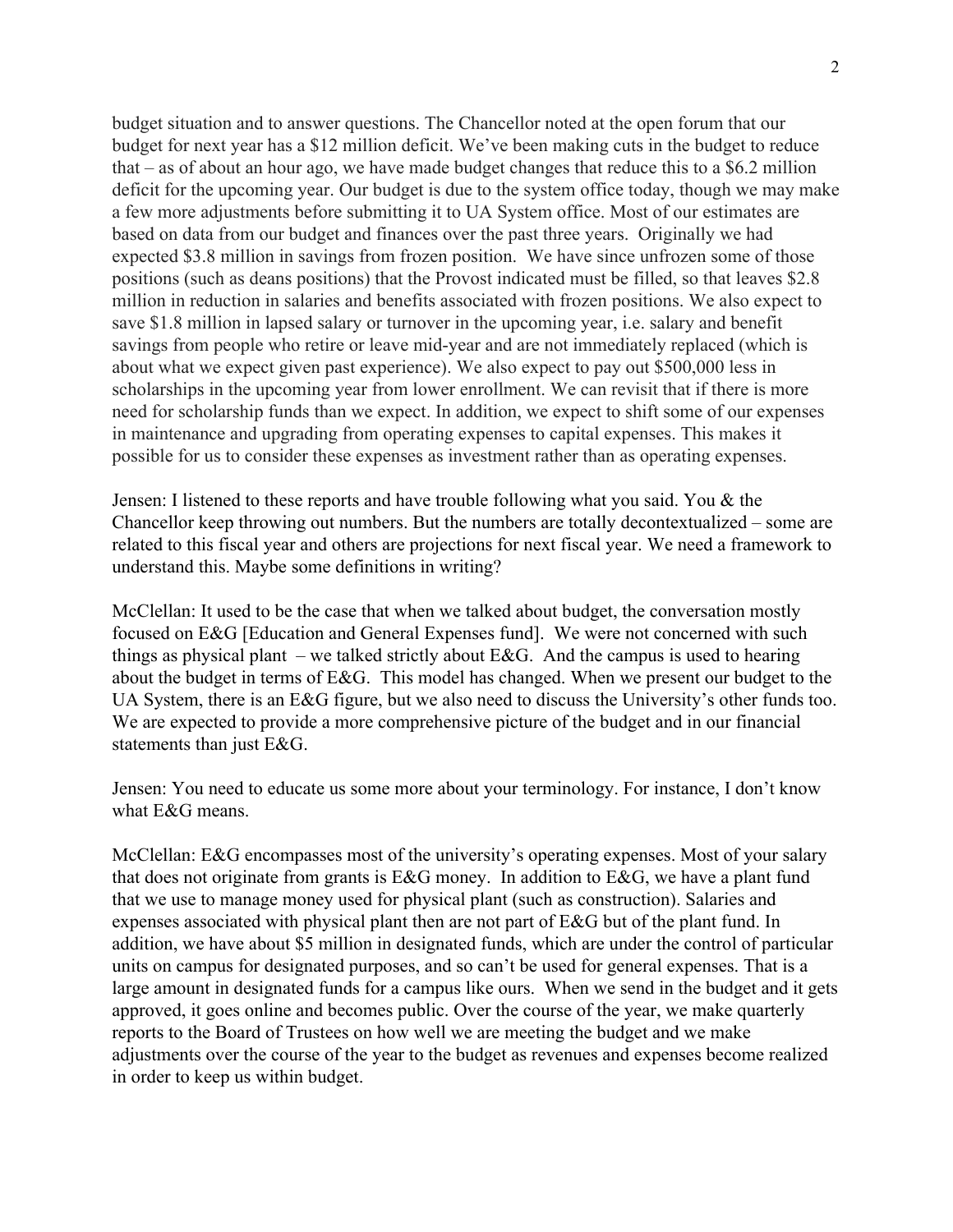budget situation and to answer questions. The Chancellor noted at the open forum that our budget for next year has a $12 million deficit. We've been making cuts in the budget to reduce that – as of about an hour ago, we have made budget changes that reduce this to a $6.2 million deficit for the upcoming year. Our budget is due to the system office today, though we may make a few more adjustments before submitting it to UA System office. Most of our estimates are based on data from our budget and finances over the past three years. Originally we had expected $3.8 million in savings from frozen position. We have since unfrozen some of those positions (such as deans positions) that the Provost indicated must be filled, so that leaves $2.8 million in reduction in salaries and benefits associated with frozen positions. We also expect to save $1.8 million in lapsed salary or turnover in the upcoming year, i.e. salary and benefit savings from people who retire or leave mid-year and are not immediately replaced (which is about what we expect given past experience). We also expect to pay out $500,000 less in scholarships in the upcoming year from lower enrollment. We can revisit that if there is more need for scholarship funds than we expect. In addition, we expect to shift some of our expenses in maintenance and upgrading from operating expenses to capital expenses. This makes it possible for us to consider these expenses as investment rather than as operating expenses.

Jensen: I listened to these reports and have trouble following what you said. You & the Chancellor keep throwing out numbers. But the numbers are totally decontextualized – some are related to this fiscal year and others are projections for next fiscal year. We need a framework to understand this. Maybe some definitions in writing?

McClellan: It used to be the case that when we talked about budget, the conversation mostly focused on E&G [Education and General Expenses fund]. We were not concerned with such things as physical plant – we talked strictly about E&G. And the campus is used to hearing about the budget in terms of E&G. This model has changed. When we present our budget to the UA System, there is an E&G figure, but we also need to discuss the University's other funds too. We are expected to provide a more comprehensive picture of the budget and in our financial statements than just E&G.

Jensen: You need to educate us some more about your terminology. For instance, I don't know what E&G means.

McClellan: E&G encompasses most of the university's operating expenses. Most of your salary that does not originate from grants is E&G money. In addition to E&G, we have a plant fund that we use to manage money used for physical plant (such as construction). Salaries and expenses associated with physical plant then are not part of E&G but of the plant fund. In addition, we have about $5 million in designated funds, which are under the control of particular units on campus for designated purposes, and so can't be used for general expenses. That is a large amount in designated funds for a campus like ours. When we send in the budget and it gets approved, it goes online and becomes public. Over the course of the year, we make quarterly reports to the Board of Trustees on how well we are meeting the budget and we make adjustments over the course of the year to the budget as revenues and expenses become realized in order to keep us within budget.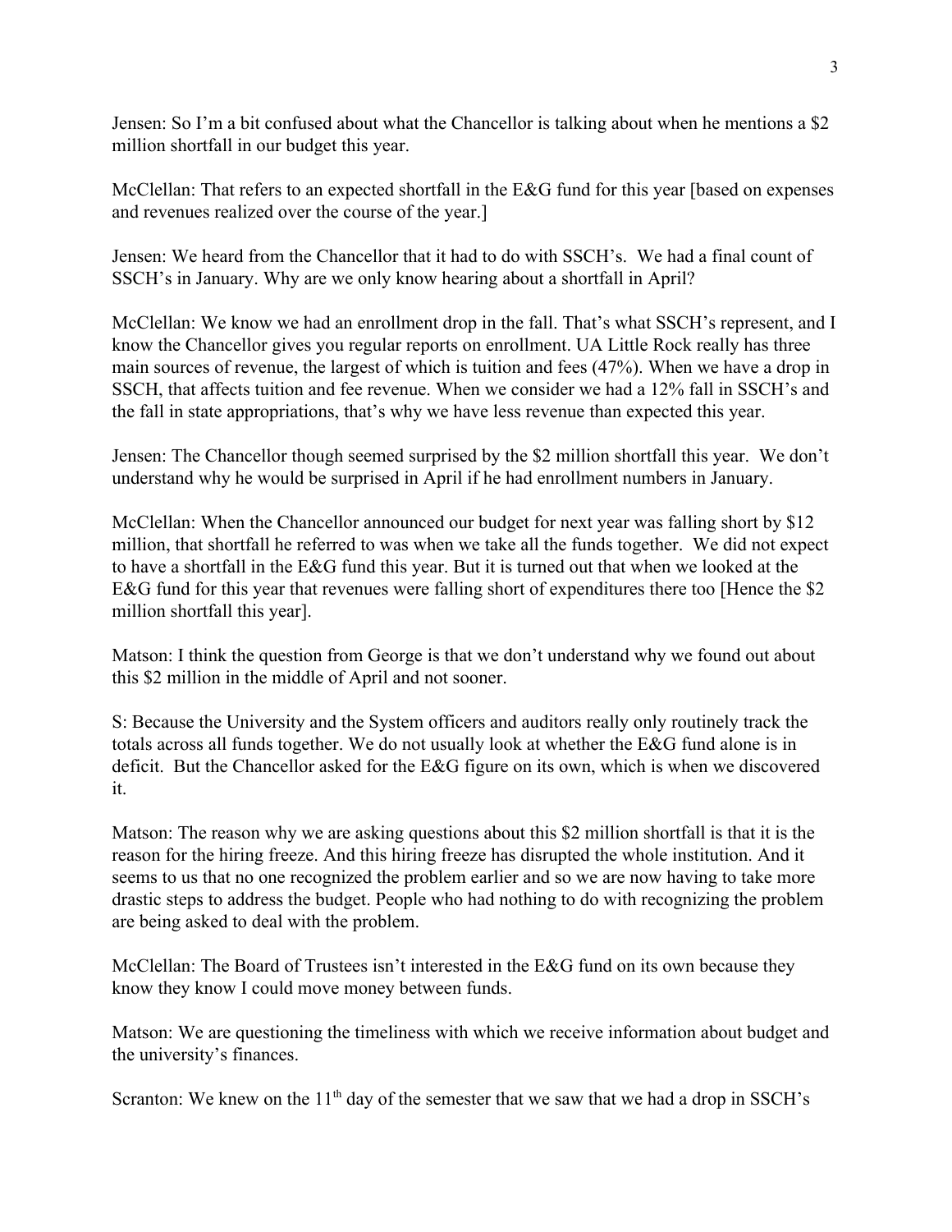Jensen: So I'm a bit confused about what the Chancellor is talking about when he mentions a $2 million shortfall in our budget this year.

McClellan: That refers to an expected shortfall in the E&G fund for this year [based on expenses and revenues realized over the course of the year.]

Jensen: We heard from the Chancellor that it had to do with SSCH's. We had a final count of SSCH's in January. Why are we only know hearing about a shortfall in April?

McClellan: We know we had an enrollment drop in the fall. That's what SSCH's represent, and I know the Chancellor gives you regular reports on enrollment. UA Little Rock really has three main sources of revenue, the largest of which is tuition and fees (47%). When we have a drop in SSCH, that affects tuition and fee revenue. When we consider we had a 12% fall in SSCH's and the fall in state appropriations, that's why we have less revenue than expected this year.

Jensen: The Chancellor though seemed surprised by the $2 million shortfall this year. We don't understand why he would be surprised in April if he had enrollment numbers in January.

McClellan: When the Chancellor announced our budget for next year was falling short by $12 million, that shortfall he referred to was when we take all the funds together. We did not expect to have a shortfall in the E&G fund this year. But it is turned out that when we looked at the E&G fund for this year that revenues were falling short of expenditures there too [Hence the $2 million shortfall this year].

Matson: I think the question from George is that we don't understand why we found out about this $2 million in the middle of April and not sooner.

S: Because the University and the System officers and auditors really only routinely track the totals across all funds together. We do not usually look at whether the E&G fund alone is in deficit. But the Chancellor asked for the E&G figure on its own, which is when we discovered it.

Matson: The reason why we are asking questions about this $2 million shortfall is that it is the reason for the hiring freeze. And this hiring freeze has disrupted the whole institution. And it seems to us that no one recognized the problem earlier and so we are now having to take more drastic steps to address the budget. People who had nothing to do with recognizing the problem are being asked to deal with the problem.

McClellan: The Board of Trustees isn't interested in the E&G fund on its own because they know they know I could move money between funds.

Matson: We are questioning the timeliness with which we receive information about budget and the university's finances.

Scranton: We knew on the 11th day of the semester that we saw that we had a drop in SSCH's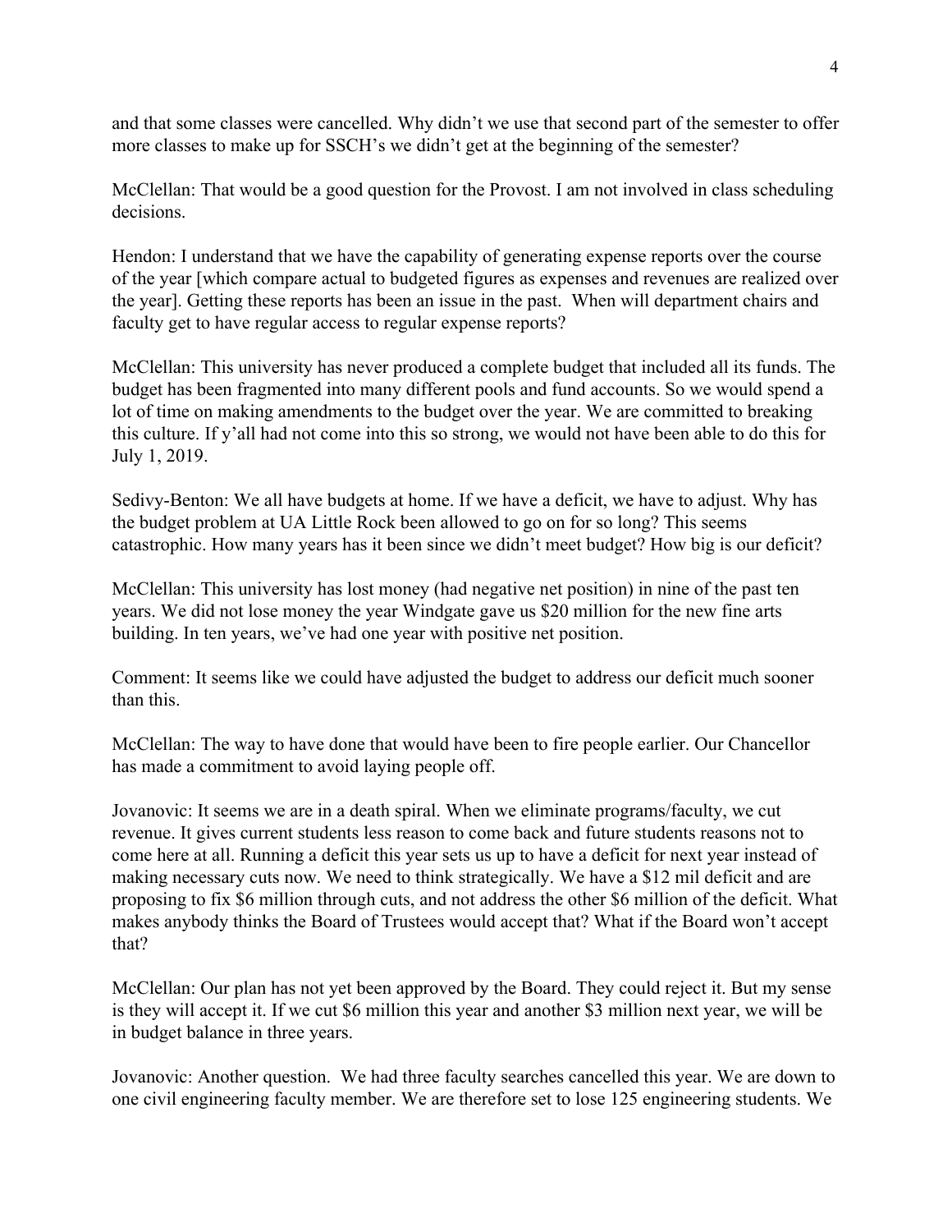and that some classes were cancelled. Why didn't we use that second part of the semester to offer more classes to make up for SSCH's we didn't get at the beginning of the semester?

McClellan: That would be a good question for the Provost. I am not involved in class scheduling decisions.

Hendon: I understand that we have the capability of generating expense reports over the course of the year [which compare actual to budgeted figures as expenses and revenues are realized over the year]. Getting these reports has been an issue in the past. When will department chairs and faculty get to have regular access to regular expense reports?

McClellan: This university has never produced a complete budget that included all its funds. The budget has been fragmented into many different pools and fund accounts. So we would spend a lot of time on making amendments to the budget over the year. We are committed to breaking this culture. If y'all had not come into this so strong, we would not have been able to do this for July 1, 2019.

Sedivy-Benton: We all have budgets at home. If we have a deficit, we have to adjust. Why has the budget problem at UA Little Rock been allowed to go on for so long? This seems catastrophic. How many years has it been since we didn't meet budget? How big is our deficit?

McClellan: This university has lost money (had negative net position) in nine of the past ten years. We did not lose money the year Windgate gave us $20 million for the new fine arts building. In ten years, we've had one year with positive net position.

Comment: It seems like we could have adjusted the budget to address our deficit much sooner than this.

McClellan: The way to have done that would have been to fire people earlier. Our Chancellor has made a commitment to avoid laying people off.

Jovanovic: It seems we are in a death spiral. When we eliminate programs/faculty, we cut revenue. It gives current students less reason to come back and future students reasons not to come here at all. Running a deficit this year sets us up to have a deficit for next year instead of making necessary cuts now. We need to think strategically. We have a $12 mil deficit and are proposing to fix $6 million through cuts, and not address the other $6 million of the deficit. What makes anybody thinks the Board of Trustees would accept that? What if the Board won't accept that?

McClellan: Our plan has not yet been approved by the Board. They could reject it. But my sense is they will accept it. If we cut $6 million this year and another $3 million next year, we will be in budget balance in three years.

Jovanovic: Another question. We had three faculty searches cancelled this year. We are down to one civil engineering faculty member. We are therefore set to lose 125 engineering students. We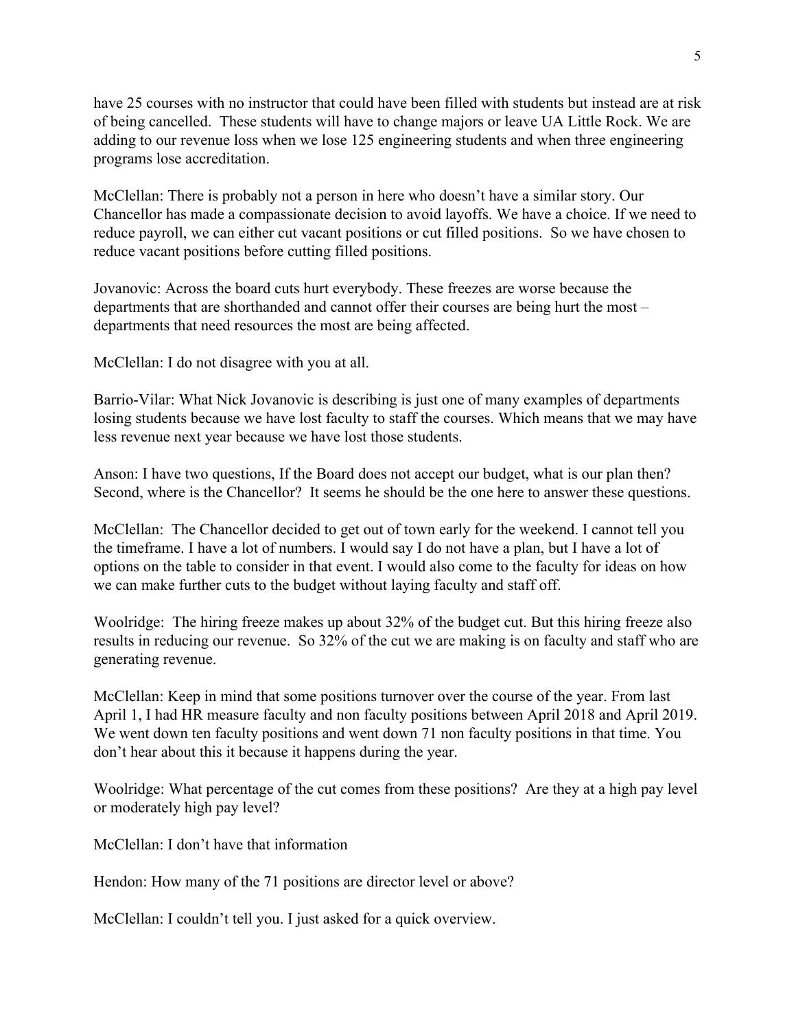have 25 courses with no instructor that could have been filled with students but instead are at risk of being cancelled. These students will have to change majors or leave UA Little Rock. We are adding to our revenue loss when we lose 125 engineering students and when three engineering programs lose accreditation.

McClellan: There is probably not a person in here who doesn't have a similar story. Our Chancellor has made a compassionate decision to avoid layoffs. We have a choice. If we need to reduce payroll, we can either cut vacant positions or cut filled positions. So we have chosen to reduce vacant positions before cutting filled positions.

Jovanovic: Across the board cuts hurt everybody. These freezes are worse because the departments that are shorthanded and cannot offer their courses are being hurt the most – departments that need resources the most are being affected.

McClellan: I do not disagree with you at all.

Barrio-Vilar: What Nick Jovanovic is describing is just one of many examples of departments losing students because we have lost faculty to staff the courses. Which means that we may have less revenue next year because we have lost those students.

Anson: I have two questions, If the Board does not accept our budget, what is our plan then? Second, where is the Chancellor? It seems he should be the one here to answer these questions.

McClellan: The Chancellor decided to get out of town early for the weekend. I cannot tell you the timeframe. I have a lot of numbers. I would say I do not have a plan, but I have a lot of options on the table to consider in that event. I would also come to the faculty for ideas on how we can make further cuts to the budget without laying faculty and staff off.

Woolridge: The hiring freeze makes up about 32% of the budget cut. But this hiring freeze also results in reducing our revenue. So 32% of the cut we are making is on faculty and staff who are generating revenue.

McClellan: Keep in mind that some positions turnover over the course of the year. From last April 1, I had HR measure faculty and non faculty positions between April 2018 and April 2019. We went down ten faculty positions and went down 71 non faculty positions in that time. You don't hear about this it because it happens during the year.

Woolridge: What percentage of the cut comes from these positions? Are they at a high pay level or moderately high pay level?

McClellan: I don't have that information

Hendon: How many of the 71 positions are director level or above?

McClellan: I couldn't tell you. I just asked for a quick overview.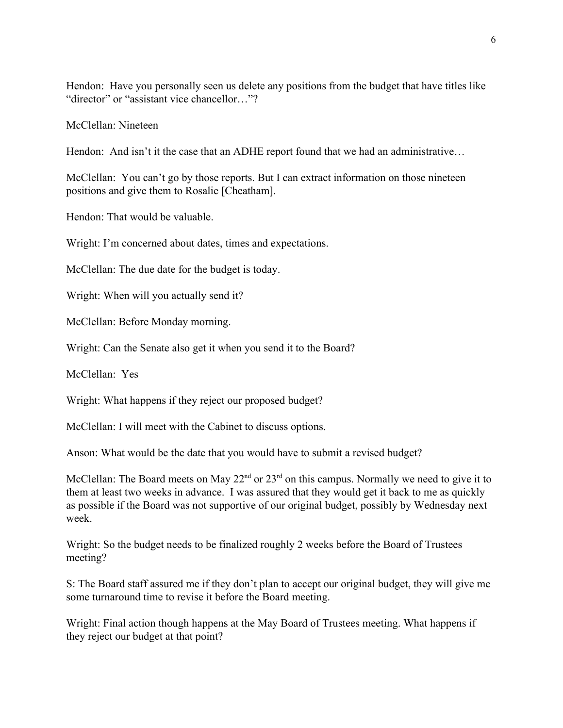Hendon: Have you personally seen us delete any positions from the budget that have titles like "director" or "assistant vice chancellor…"?

McClellan: Nineteen

Hendon: And isn't it the case that an ADHE report found that we had an administrative…

McClellan: You can't go by those reports. But I can extract information on those nineteen positions and give them to Rosalie [Cheatham].

Hendon: That would be valuable.

Wright: I'm concerned about dates, times and expectations.

McClellan: The due date for the budget is today.

Wright: When will you actually send it?

McClellan: Before Monday morning.

Wright: Can the Senate also get it when you send it to the Board?

McClellan: Yes

Wright: What happens if they reject our proposed budget?

McClellan: I will meet with the Cabinet to discuss options.

Anson: What would be the date that you would have to submit a revised budget?

McClellan: The Board meets on May 22nd or 23rd on this campus. Normally we need to give it to them at least two weeks in advance. I was assured that they would get it back to me as quickly as possible if the Board was not supportive of our original budget, possibly by Wednesday next week.

Wright: So the budget needs to be finalized roughly 2 weeks before the Board of Trustees meeting?

S: The Board staff assured me if they don't plan to accept our original budget, they will give me some turnaround time to revise it before the Board meeting.

Wright: Final action though happens at the May Board of Trustees meeting. What happens if they reject our budget at that point?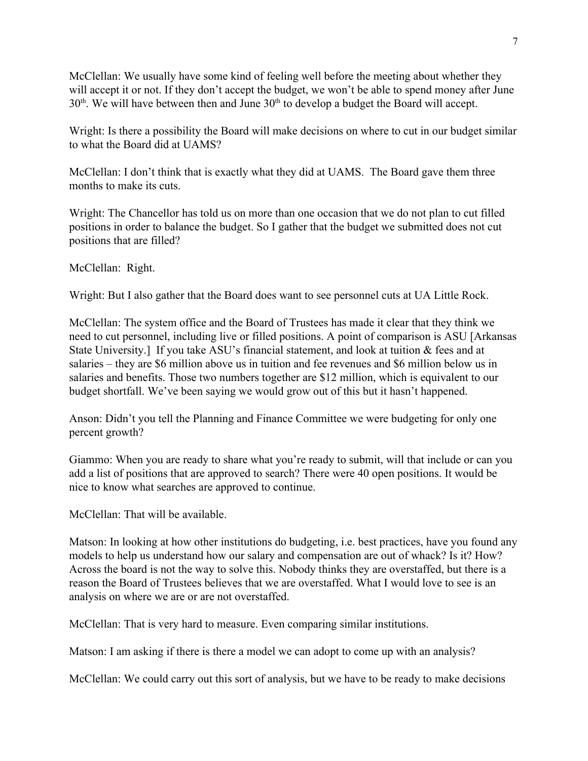McClellan: We usually have some kind of feeling well before the meeting about whether they will accept it or not. If they don't accept the budget, we won't be able to spend money after June 30th. We will have between then and June 30th to develop a budget the Board will accept.

Wright: Is there a possibility the Board will make decisions on where to cut in our budget similar to what the Board did at UAMS?

McClellan: I don't think that is exactly what they did at UAMS. The Board gave them three months to make its cuts.

Wright: The Chancellor has told us on more than one occasion that we do not plan to cut filled positions in order to balance the budget. So I gather that the budget we submitted does not cut positions that are filled?

McClellan: Right.

Wright: But I also gather that the Board does want to see personnel cuts at UA Little Rock.

McClellan: The system office and the Board of Trustees has made it clear that they think we need to cut personnel, including live or filled positions. A point of comparison is ASU [Arkansas State University.] If you take ASU's financial statement, and look at tuition & fees and at salaries – they are $6 million above us in tuition and fee revenues and $6 million below us in salaries and benefits. Those two numbers together are $12 million, which is equivalent to our budget shortfall. We've been saying we would grow out of this but it hasn't happened.

Anson: Didn't you tell the Planning and Finance Committee we were budgeting for only one percent growth?

Giammo: When you are ready to share what you're ready to submit, will that include or can you add a list of positions that are approved to search? There were 40 open positions. It would be nice to know what searches are approved to continue.

McClellan: That will be available.

Matson: In looking at how other institutions do budgeting, i.e. best practices, have you found any models to help us understand how our salary and compensation are out of whack? Is it? How? Across the board is not the way to solve this. Nobody thinks they are overstaffed, but there is a reason the Board of Trustees believes that we are overstaffed. What I would love to see is an analysis on where we are or are not overstaffed.

McClellan: That is very hard to measure. Even comparing similar institutions.

Matson: I am asking if there is there a model we can adopt to come up with an analysis?

McClellan: We could carry out this sort of analysis, but we have to be ready to make decisions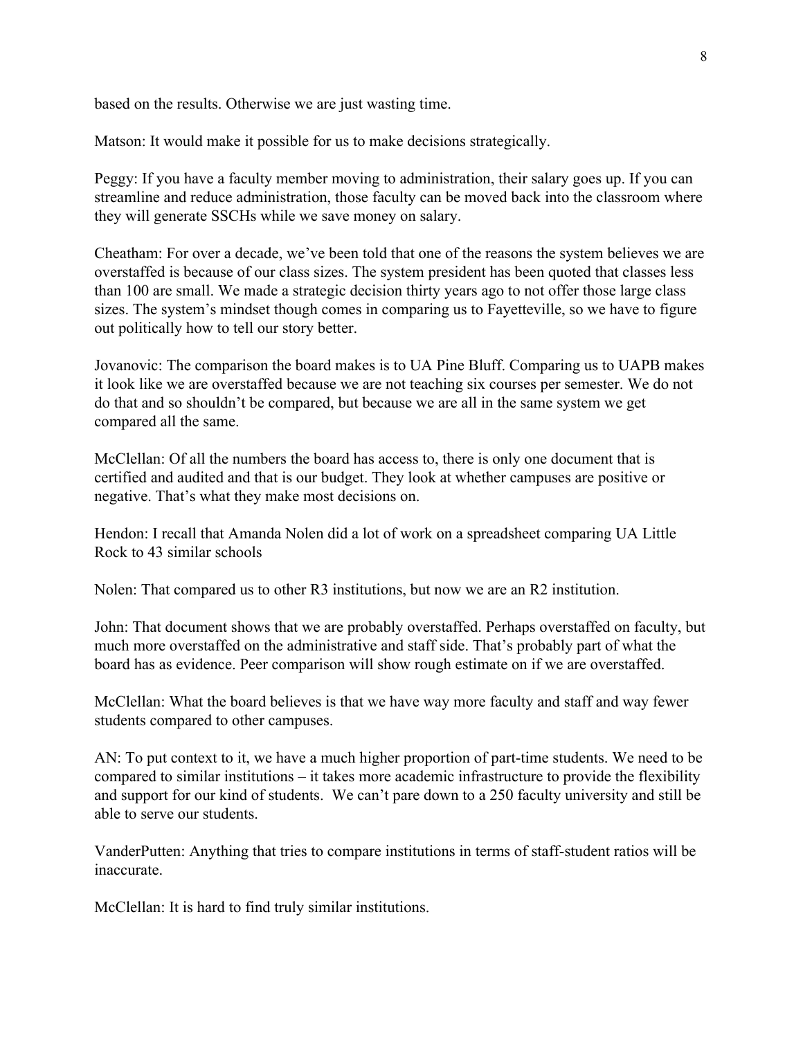based on the results. Otherwise we are just wasting time.

Matson: It would make it possible for us to make decisions strategically.

Peggy: If you have a faculty member moving to administration, their salary goes up. If you can streamline and reduce administration, those faculty can be moved back into the classroom where they will generate SSCHs while we save money on salary.

Cheatham: For over a decade, we've been told that one of the reasons the system believes we are overstaffed is because of our class sizes. The system president has been quoted that classes less than 100 are small. We made a strategic decision thirty years ago to not offer those large class sizes. The system's mindset though comes in comparing us to Fayetteville, so we have to figure out politically how to tell our story better.

Jovanovic: The comparison the board makes is to UA Pine Bluff. Comparing us to UAPB makes it look like we are overstaffed because we are not teaching six courses per semester. We do not do that and so shouldn't be compared, but because we are all in the same system we get compared all the same.

McClellan: Of all the numbers the board has access to, there is only one document that is certified and audited and that is our budget. They look at whether campuses are positive or negative. That's what they make most decisions on.

Hendon: I recall that Amanda Nolen did a lot of work on a spreadsheet comparing UA Little Rock to 43 similar schools

Nolen: That compared us to other R3 institutions, but now we are an R2 institution.

John: That document shows that we are probably overstaffed. Perhaps overstaffed on faculty, but much more overstaffed on the administrative and staff side. That's probably part of what the board has as evidence. Peer comparison will show rough estimate on if we are overstaffed.

McClellan: What the board believes is that we have way more faculty and staff and way fewer students compared to other campuses.

AN: To put context to it, we have a much higher proportion of part-time students. We need to be compared to similar institutions – it takes more academic infrastructure to provide the flexibility and support for our kind of students. We can't pare down to a 250 faculty university and still be able to serve our students.

VanderPutten: Anything that tries to compare institutions in terms of staff-student ratios will be inaccurate.

McClellan: It is hard to find truly similar institutions.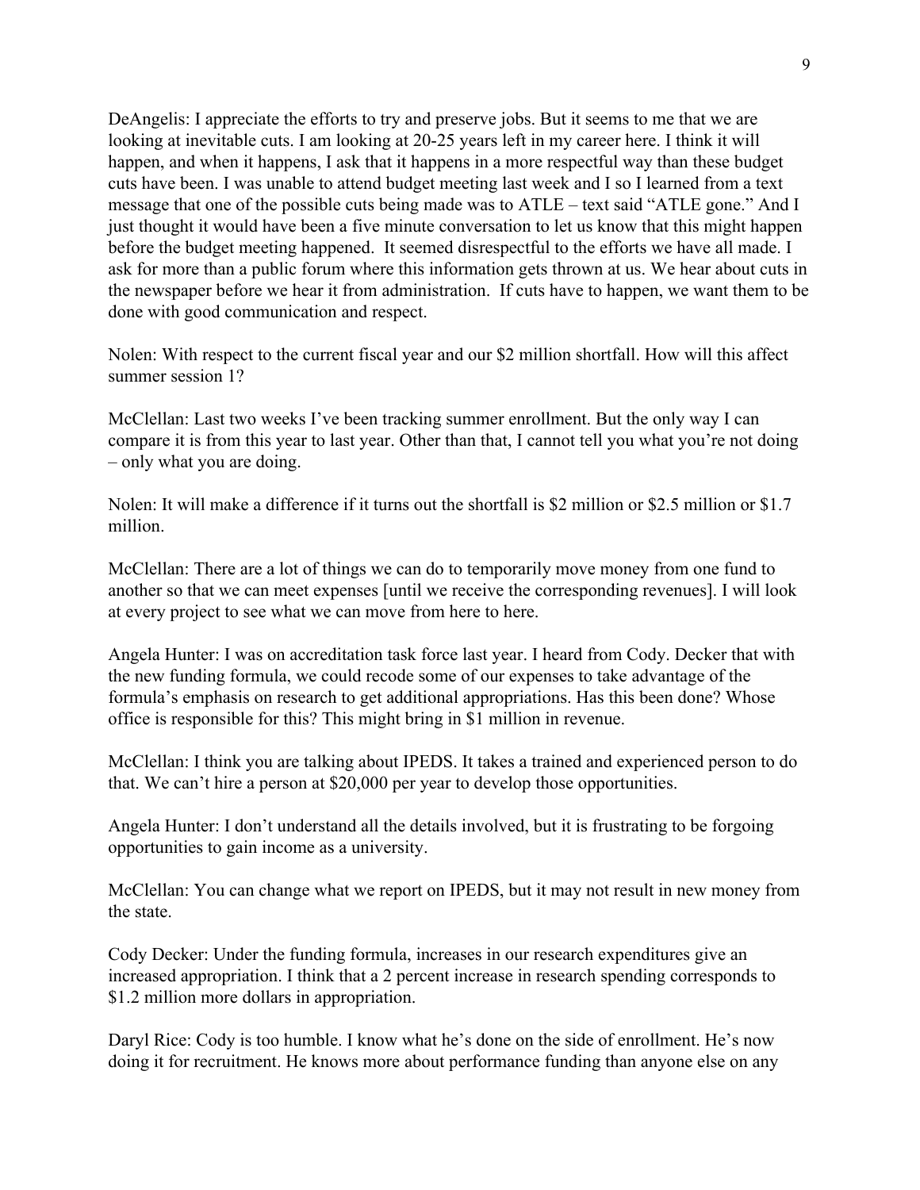DeAngelis: I appreciate the efforts to try and preserve jobs. But it seems to me that we are looking at inevitable cuts. I am looking at 20-25 years left in my career here. I think it will happen, and when it happens, I ask that it happens in a more respectful way than these budget cuts have been. I was unable to attend budget meeting last week and I so I learned from a text message that one of the possible cuts being made was to ATLE – text said "ATLE gone." And I just thought it would have been a five minute conversation to let us know that this might happen before the budget meeting happened. It seemed disrespectful to the efforts we have all made. I ask for more than a public forum where this information gets thrown at us. We hear about cuts in the newspaper before we hear it from administration. If cuts have to happen, we want them to be done with good communication and respect.

Nolen: With respect to the current fiscal year and our $2 million shortfall. How will this affect summer session 1?

McClellan: Last two weeks I've been tracking summer enrollment. But the only way I can compare it is from this year to last year. Other than that, I cannot tell you what you're not doing – only what you are doing.

Nolen: It will make a difference if it turns out the shortfall is $2 million or $2.5 million or $1.7 million.

McClellan: There are a lot of things we can do to temporarily move money from one fund to another so that we can meet expenses [until we receive the corresponding revenues]. I will look at every project to see what we can move from here to here.

Angela Hunter: I was on accreditation task force last year. I heard from Cody. Decker that with the new funding formula, we could recode some of our expenses to take advantage of the formula's emphasis on research to get additional appropriations. Has this been done? Whose office is responsible for this? This might bring in $1 million in revenue.

McClellan: I think you are talking about IPEDS. It takes a trained and experienced person to do that. We can't hire a person at $20,000 per year to develop those opportunities.

Angela Hunter: I don't understand all the details involved, but it is frustrating to be forgoing opportunities to gain income as a university.

McClellan: You can change what we report on IPEDS, but it may not result in new money from the state.

Cody Decker: Under the funding formula, increases in our research expenditures give an increased appropriation. I think that a 2 percent increase in research spending corresponds to $1.2 million more dollars in appropriation.

Daryl Rice: Cody is too humble. I know what he's done on the side of enrollment. He's now doing it for recruitment. He knows more about performance funding than anyone else on any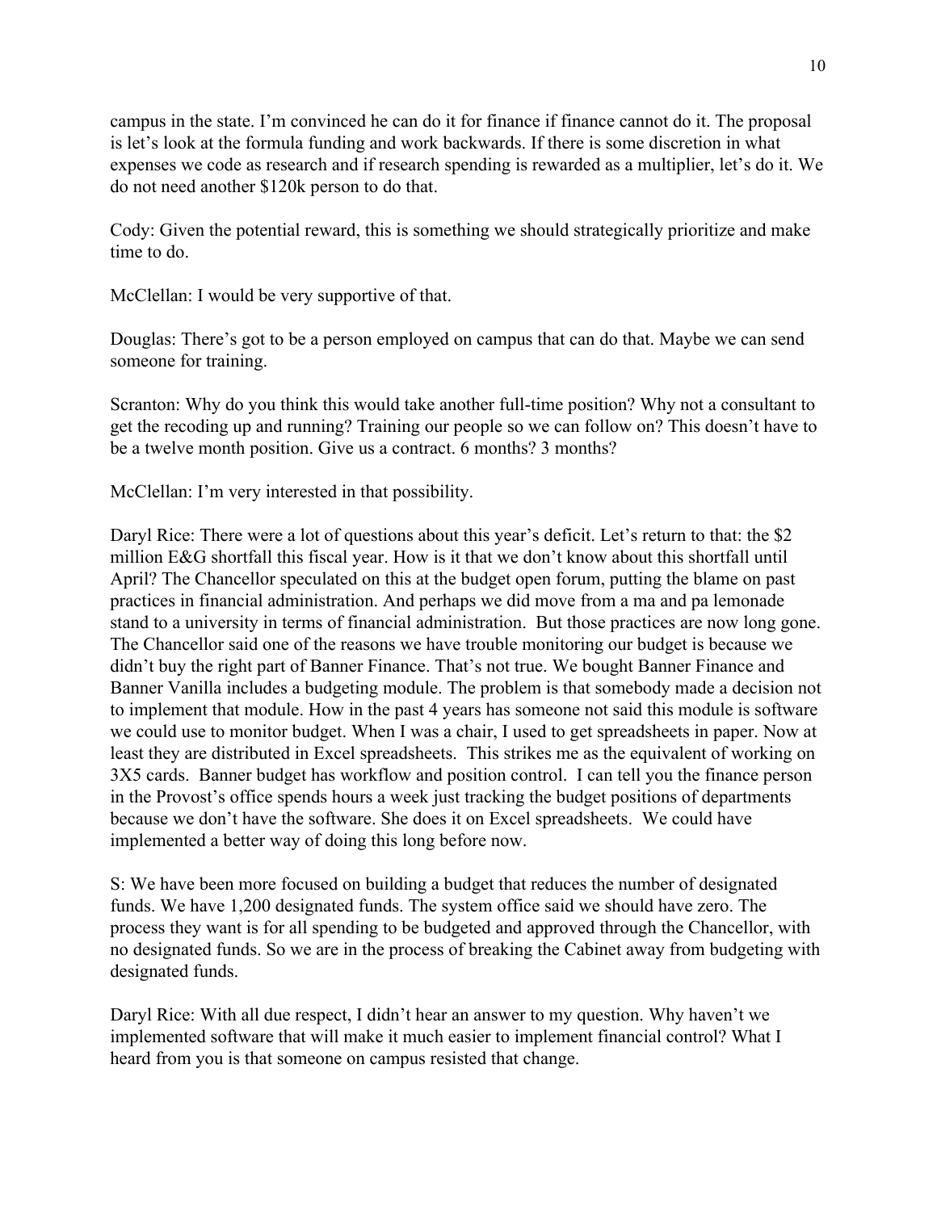campus in the state. I'm convinced he can do it for finance if finance cannot do it. The proposal is let's look at the formula funding and work backwards. If there is some discretion in what expenses we code as research and if research spending is rewarded as a multiplier, let's do it. We do not need another $120k person to do that.

Cody: Given the potential reward, this is something we should strategically prioritize and make time to do.

McClellan: I would be very supportive of that.

Douglas: There's got to be a person employed on campus that can do that. Maybe we can send someone for training.

Scranton: Why do you think this would take another full-time position? Why not a consultant to get the recoding up and running? Training our people so we can follow on? This doesn't have to be a twelve month position. Give us a contract. 6 months? 3 months?

McClellan: I'm very interested in that possibility.

Daryl Rice: There were a lot of questions about this year's deficit. Let's return to that: the $2 million E&G shortfall this fiscal year. How is it that we don't know about this shortfall until April? The Chancellor speculated on this at the budget open forum, putting the blame on past practices in financial administration. And perhaps we did move from a ma and pa lemonade stand to a university in terms of financial administration. But those practices are now long gone. The Chancellor said one of the reasons we have trouble monitoring our budget is because we didn't buy the right part of Banner Finance. That's not true. We bought Banner Finance and Banner Vanilla includes a budgeting module. The problem is that somebody made a decision not to implement that module. How in the past 4 years has someone not said this module is software we could use to monitor budget. When I was a chair, I used to get spreadsheets in paper. Now at least they are distributed in Excel spreadsheets. This strikes me as the equivalent of working on 3X5 cards. Banner budget has workflow and position control. I can tell you the finance person in the Provost's office spends hours a week just tracking the budget positions of departments because we don't have the software. She does it on Excel spreadsheets. We could have implemented a better way of doing this long before now.

S: We have been more focused on building a budget that reduces the number of designated funds. We have 1,200 designated funds. The system office said we should have zero. The process they want is for all spending to be budgeted and approved through the Chancellor, with no designated funds. So we are in the process of breaking the Cabinet away from budgeting with designated funds.

Daryl Rice: With all due respect, I didn't hear an answer to my question. Why haven't we implemented software that will make it much easier to implement financial control? What I heard from you is that someone on campus resisted that change.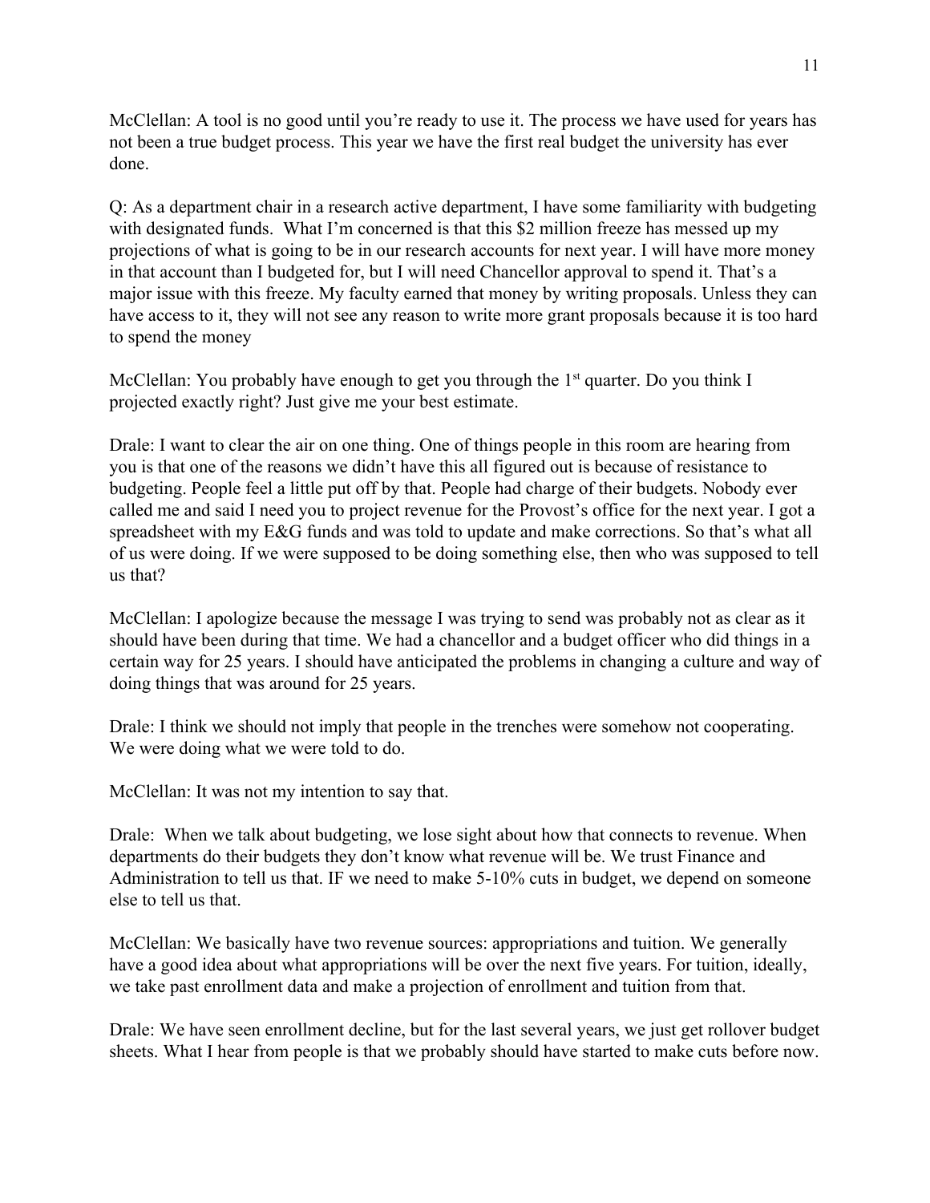McClellan: A tool is no good until you're ready to use it. The process we have used for years has not been a true budget process. This year we have the first real budget the university has ever done.

Q: As a department chair in a research active department, I have some familiarity with budgeting with designated funds. What I'm concerned is that this $2 million freeze has messed up my projections of what is going to be in our research accounts for next year. I will have more money in that account than I budgeted for, but I will need Chancellor approval to spend it. That's a major issue with this freeze. My faculty earned that money by writing proposals. Unless they can have access to it, they will not see any reason to write more grant proposals because it is too hard to spend the money

McClellan: You probably have enough to get you through the 1st quarter. Do you think I projected exactly right? Just give me your best estimate.

Drale: I want to clear the air on one thing. One of things people in this room are hearing from you is that one of the reasons we didn't have this all figured out is because of resistance to budgeting. People feel a little put off by that. People had charge of their budgets. Nobody ever called me and said I need you to project revenue for the Provost's office for the next year. I got a spreadsheet with my E&G funds and was told to update and make corrections. So that's what all of us were doing. If we were supposed to be doing something else, then who was supposed to tell us that?

McClellan: I apologize because the message I was trying to send was probably not as clear as it should have been during that time. We had a chancellor and a budget officer who did things in a certain way for 25 years. I should have anticipated the problems in changing a culture and way of doing things that was around for 25 years.

Drale: I think we should not imply that people in the trenches were somehow not cooperating. We were doing what we were told to do.

McClellan: It was not my intention to say that.

Drale: When we talk about budgeting, we lose sight about how that connects to revenue. When departments do their budgets they don't know what revenue will be. We trust Finance and Administration to tell us that. IF we need to make 5-10% cuts in budget, we depend on someone else to tell us that.

McClellan: We basically have two revenue sources: appropriations and tuition. We generally have a good idea about what appropriations will be over the next five years. For tuition, ideally, we take past enrollment data and make a projection of enrollment and tuition from that.

Drale: We have seen enrollment decline, but for the last several years, we just get rollover budget sheets. What I hear from people is that we probably should have started to make cuts before now.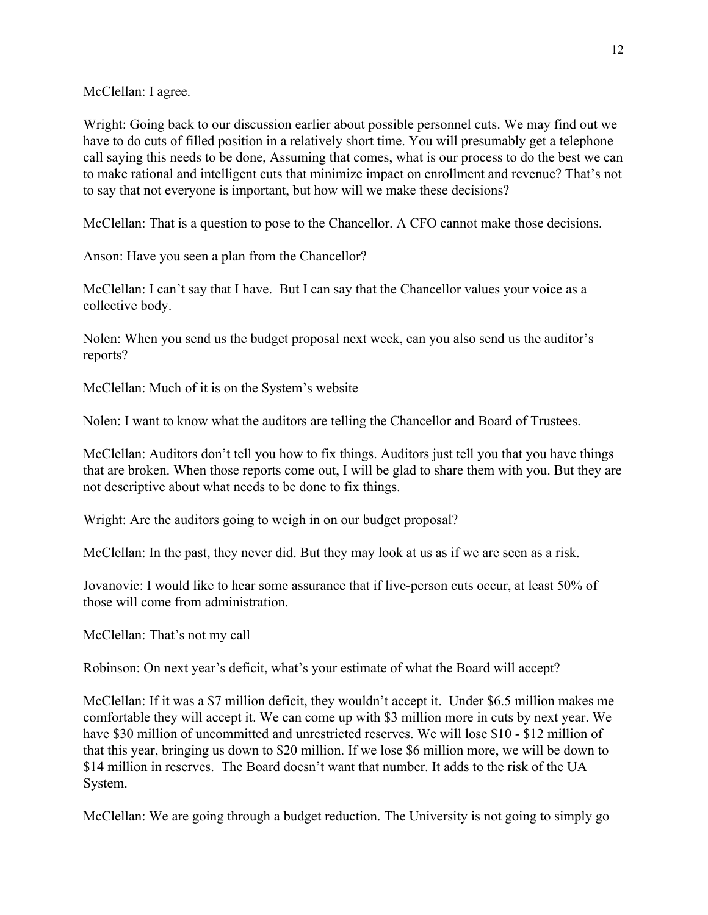McClellan: I agree.

Wright: Going back to our discussion earlier about possible personnel cuts. We may find out we have to do cuts of filled position in a relatively short time. You will presumably get a telephone call saying this needs to be done, Assuming that comes, what is our process to do the best we can to make rational and intelligent cuts that minimize impact on enrollment and revenue? That's not to say that not everyone is important, but how will we make these decisions?

McClellan: That is a question to pose to the Chancellor. A CFO cannot make those decisions.

Anson: Have you seen a plan from the Chancellor?

McClellan: I can't say that I have. But I can say that the Chancellor values your voice as a collective body.

Nolen: When you send us the budget proposal next week, can you also send us the auditor's reports?

McClellan: Much of it is on the System's website

Nolen: I want to know what the auditors are telling the Chancellor and Board of Trustees.

McClellan: Auditors don't tell you how to fix things. Auditors just tell you that you have things that are broken. When those reports come out, I will be glad to share them with you. But they are not descriptive about what needs to be done to fix things.

Wright: Are the auditors going to weigh in on our budget proposal?

McClellan: In the past, they never did. But they may look at us as if we are seen as a risk.

Jovanovic: I would like to hear some assurance that if live-person cuts occur, at least 50% of those will come from administration.

McClellan: That's not my call

Robinson: On next year's deficit, what's your estimate of what the Board will accept?

McClellan: If it was a $7 million deficit, they wouldn't accept it. Under $6.5 million makes me comfortable they will accept it. We can come up with $3 million more in cuts by next year. We have $30 million of uncommitted and unrestricted reserves. We will lose $10 - $12 million of that this year, bringing us down to $20 million. If we lose $6 million more, we will be down to $14 million in reserves. The Board doesn't want that number. It adds to the risk of the UA System.

McClellan: We are going through a budget reduction. The University is not going to simply go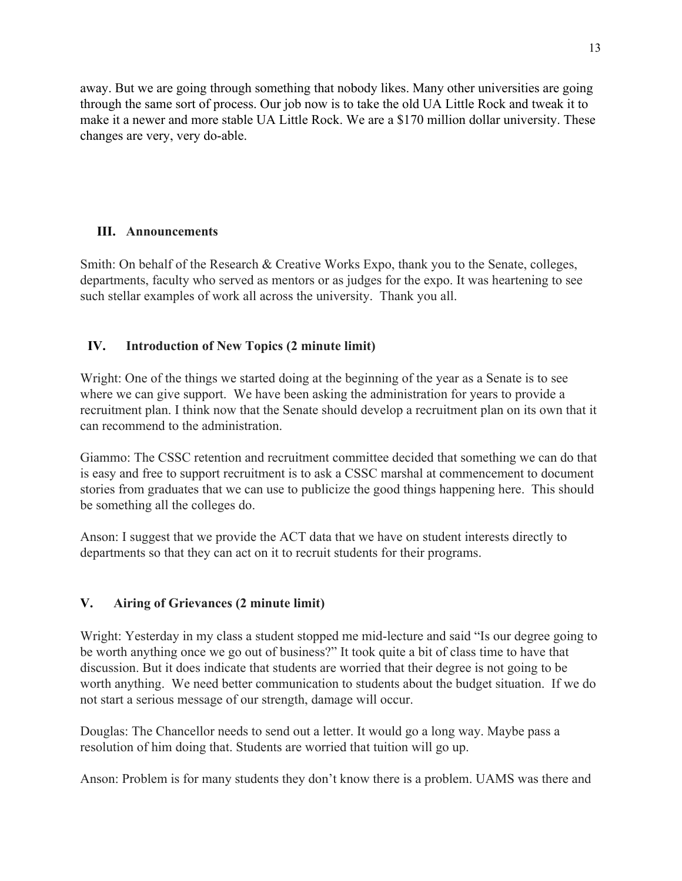away. But we are going through something that nobody likes. Many other universities are going through the same sort of process. Our job now is to take the old UA Little Rock and tweak it to make it a newer and more stable UA Little Rock. We are a $170 million dollar university. These changes are very, very do-able.

## III. Announcements

Smith: On behalf of the Research & Creative Works Expo, thank you to the Senate, colleges, departments, faculty who served as mentors or as judges for the expo. It was heartening to see such stellar examples of work all across the university. Thank you all.

## IV. Introduction of New Topics (2 minute limit)

Wright: One of the things we started doing at the beginning of the year as a Senate is to see where we can give support. We have been asking the administration for years to provide a recruitment plan. I think now that the Senate should develop a recruitment plan on its own that it can recommend to the administration.

Giammo: The CSSC retention and recruitment committee decided that something we can do that is easy and free to support recruitment is to ask a CSSC marshal at commencement to document stories from graduates that we can use to publicize the good things happening here. This should be something all the colleges do.

Anson: I suggest that we provide the ACT data that we have on student interests directly to departments so that they can act on it to recruit students for their programs.

## V. Airing of Grievances (2 minute limit)

Wright: Yesterday in my class a student stopped me mid-lecture and said "Is our degree going to be worth anything once we go out of business?" It took quite a bit of class time to have that discussion. But it does indicate that students are worried that their degree is not going to be worth anything. We need better communication to students about the budget situation. If we do not start a serious message of our strength, damage will occur.

Douglas: The Chancellor needs to send out a letter. It would go a long way. Maybe pass a resolution of him doing that. Students are worried that tuition will go up.

Anson: Problem is for many students they don't know there is a problem. UAMS was there and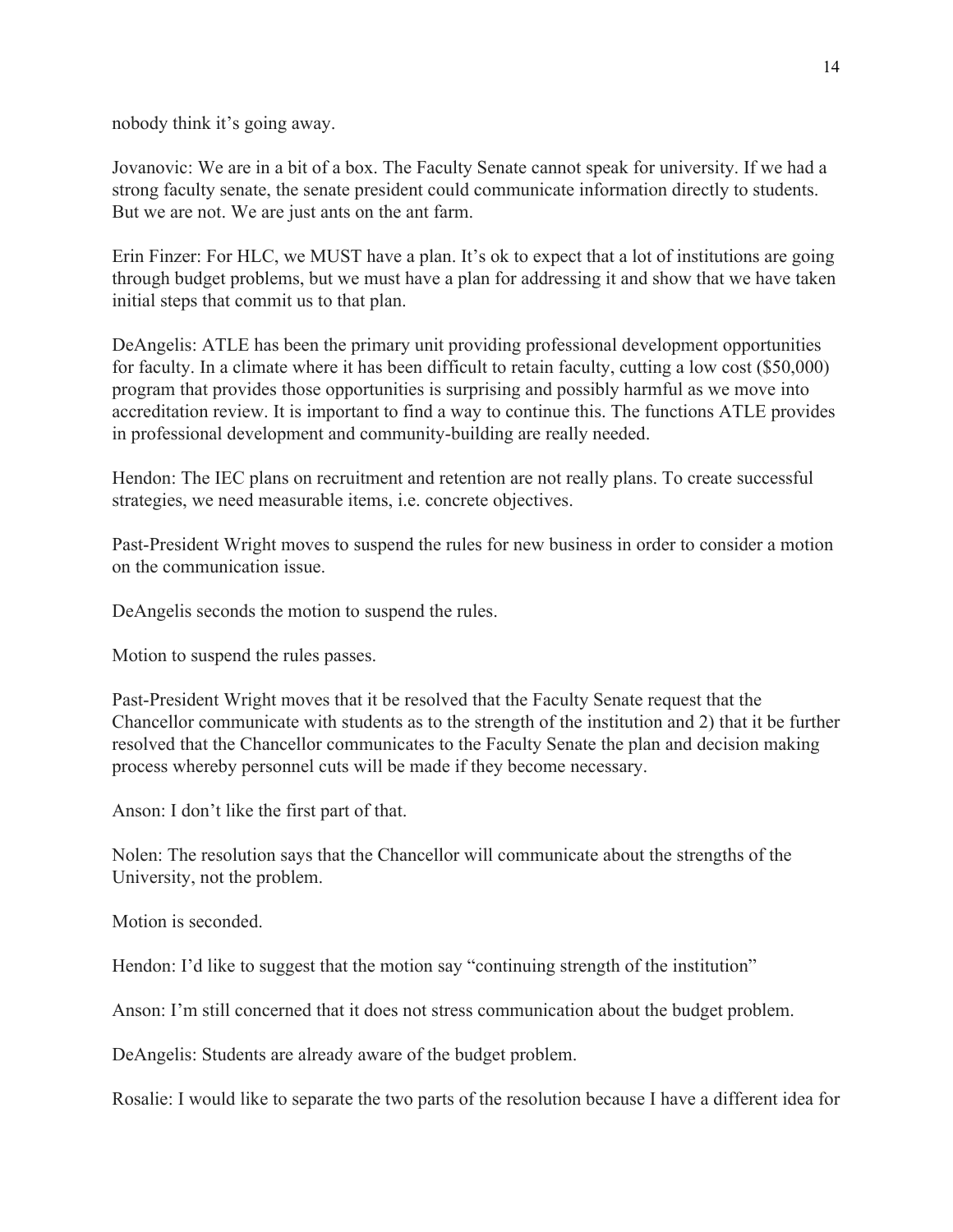nobody think it's going away.

Jovanovic: We are in a bit of a box. The Faculty Senate cannot speak for university. If we had a strong faculty senate, the senate president could communicate information directly to students. But we are not. We are just ants on the ant farm.

Erin Finzer: For HLC, we MUST have a plan. It's ok to expect that a lot of institutions are going through budget problems, but we must have a plan for addressing it and show that we have taken initial steps that commit us to that plan.

DeAngelis: ATLE has been the primary unit providing professional development opportunities for faculty. In a climate where it has been difficult to retain faculty, cutting a low cost ($50,000) program that provides those opportunities is surprising and possibly harmful as we move into accreditation review. It is important to find a way to continue this. The functions ATLE provides in professional development and community-building are really needed.

Hendon: The IEC plans on recruitment and retention are not really plans. To create successful strategies, we need measurable items, i.e. concrete objectives.

Past-President Wright moves to suspend the rules for new business in order to consider a motion on the communication issue.

DeAngelis seconds the motion to suspend the rules.

Motion to suspend the rules passes.

Past-President Wright moves that it be resolved that the Faculty Senate request that the Chancellor communicate with students as to the strength of the institution and 2) that it be further resolved that the Chancellor communicates to the Faculty Senate the plan and decision making process whereby personnel cuts will be made if they become necessary.

Anson: I don't like the first part of that.

Nolen: The resolution says that the Chancellor will communicate about the strengths of the University, not the problem.

Motion is seconded.

Hendon: I'd like to suggest that the motion say "continuing strength of the institution"

Anson: I'm still concerned that it does not stress communication about the budget problem.

DeAngelis: Students are already aware of the budget problem.

Rosalie: I would like to separate the two parts of the resolution because I have a different idea for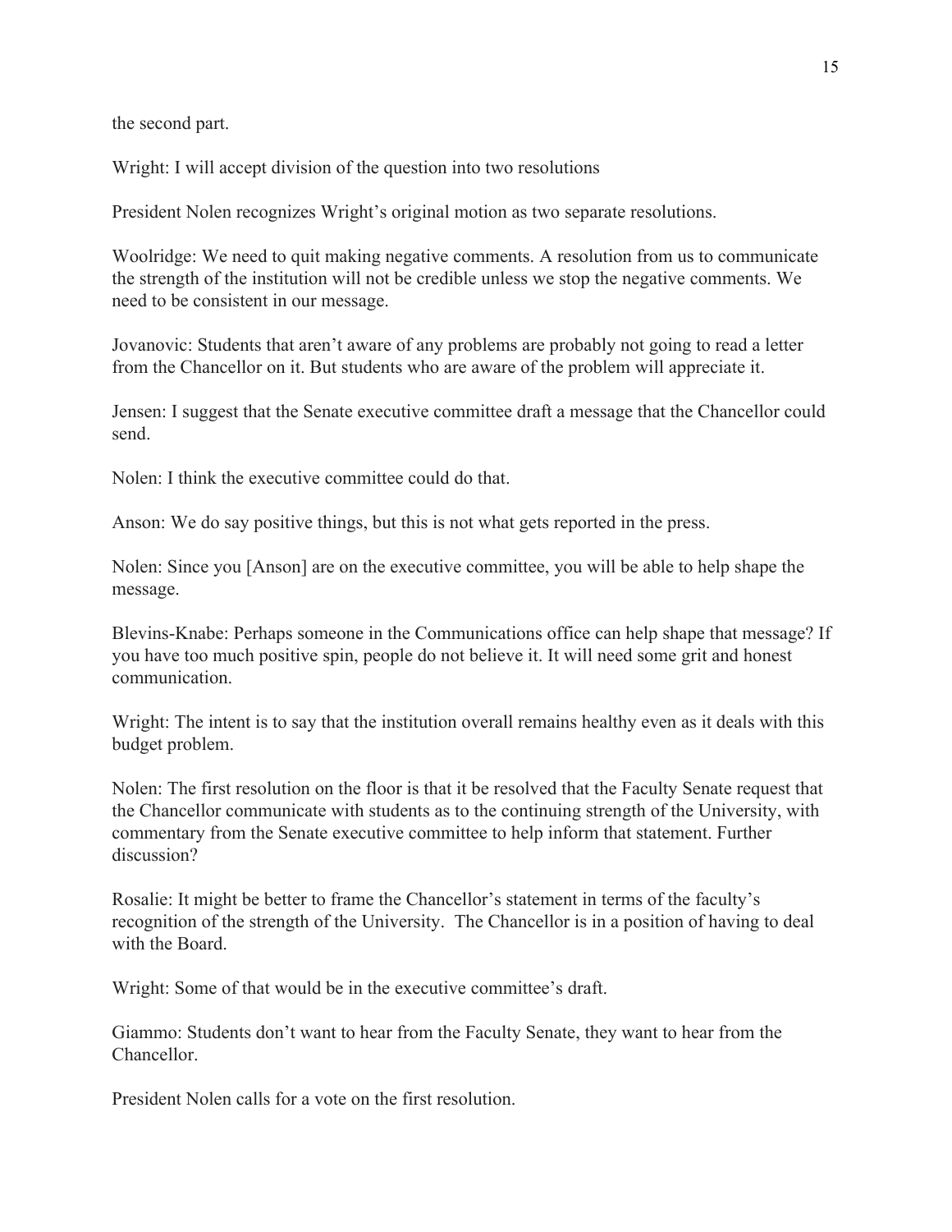the second part.

Wright: I will accept division of the question into two resolutions

President Nolen recognizes Wright's original motion as two separate resolutions.

Woolridge: We need to quit making negative comments. A resolution from us to communicate the strength of the institution will not be credible unless we stop the negative comments. We need to be consistent in our message.

Jovanovic: Students that aren't aware of any problems are probably not going to read a letter from the Chancellor on it. But students who are aware of the problem will appreciate it.

Jensen: I suggest that the Senate executive committee draft a message that the Chancellor could send.

Nolen: I think the executive committee could do that.

Anson: We do say positive things, but this is not what gets reported in the press.

Nolen: Since you [Anson] are on the executive committee, you will be able to help shape the message.

Blevins-Knabe: Perhaps someone in the Communications office can help shape that message? If you have too much positive spin, people do not believe it. It will need some grit and honest communication.

Wright: The intent is to say that the institution overall remains healthy even as it deals with this budget problem.

Nolen: The first resolution on the floor is that it be resolved that the Faculty Senate request that the Chancellor communicate with students as to the continuing strength of the University, with commentary from the Senate executive committee to help inform that statement. Further discussion?

Rosalie: It might be better to frame the Chancellor's statement in terms of the faculty's recognition of the strength of the University. The Chancellor is in a position of having to deal with the Board.

Wright: Some of that would be in the executive committee's draft.

Giammo: Students don't want to hear from the Faculty Senate, they want to hear from the Chancellor.

President Nolen calls for a vote on the first resolution.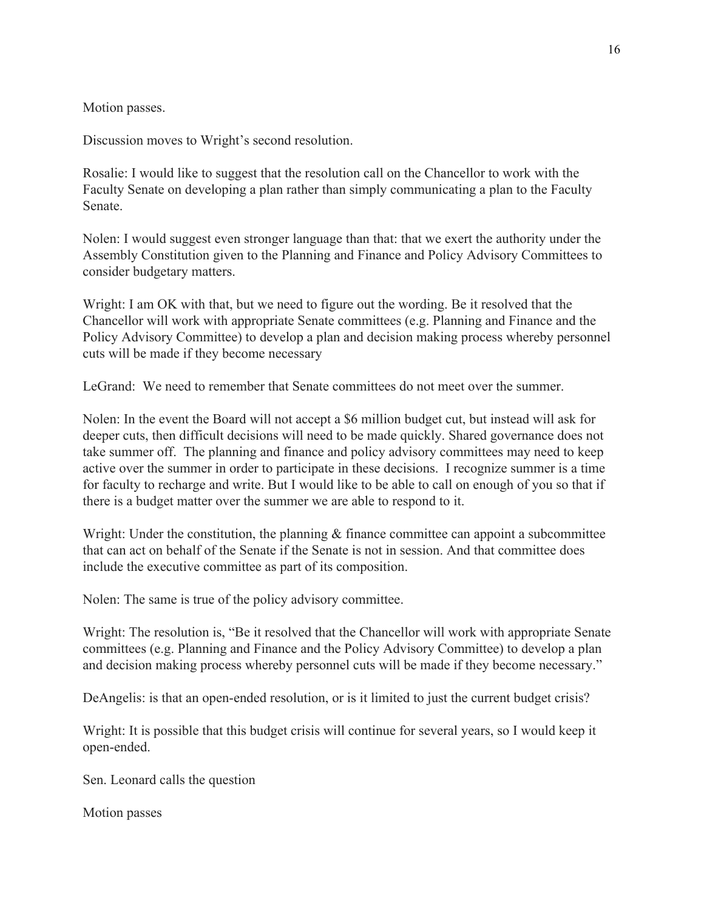Motion passes.

Discussion moves to Wright's second resolution.

Rosalie: I would like to suggest that the resolution call on the Chancellor to work with the Faculty Senate on developing a plan rather than simply communicating a plan to the Faculty Senate.

Nolen: I would suggest even stronger language than that: that we exert the authority under the Assembly Constitution given to the Planning and Finance and Policy Advisory Committees to consider budgetary matters.

Wright: I am OK with that, but we need to figure out the wording. Be it resolved that the Chancellor will work with appropriate Senate committees (e.g. Planning and Finance and the Policy Advisory Committee) to develop a plan and decision making process whereby personnel cuts will be made if they become necessary

LeGrand: We need to remember that Senate committees do not meet over the summer.

Nolen: In the event the Board will not accept a $6 million budget cut, but instead will ask for deeper cuts, then difficult decisions will need to be made quickly. Shared governance does not take summer off. The planning and finance and policy advisory committees may need to keep active over the summer in order to participate in these decisions. I recognize summer is a time for faculty to recharge and write. But I would like to be able to call on enough of you so that if there is a budget matter over the summer we are able to respond to it.

Wright: Under the constitution, the planning & finance committee can appoint a subcommittee that can act on behalf of the Senate if the Senate is not in session. And that committee does include the executive committee as part of its composition.

Nolen: The same is true of the policy advisory committee.

Wright: The resolution is, "Be it resolved that the Chancellor will work with appropriate Senate committees (e.g. Planning and Finance and the Policy Advisory Committee) to develop a plan and decision making process whereby personnel cuts will be made if they become necessary."

DeAngelis: is that an open-ended resolution, or is it limited to just the current budget crisis?

Wright: It is possible that this budget crisis will continue for several years, so I would keep it open-ended.

Sen. Leonard calls the question

Motion passes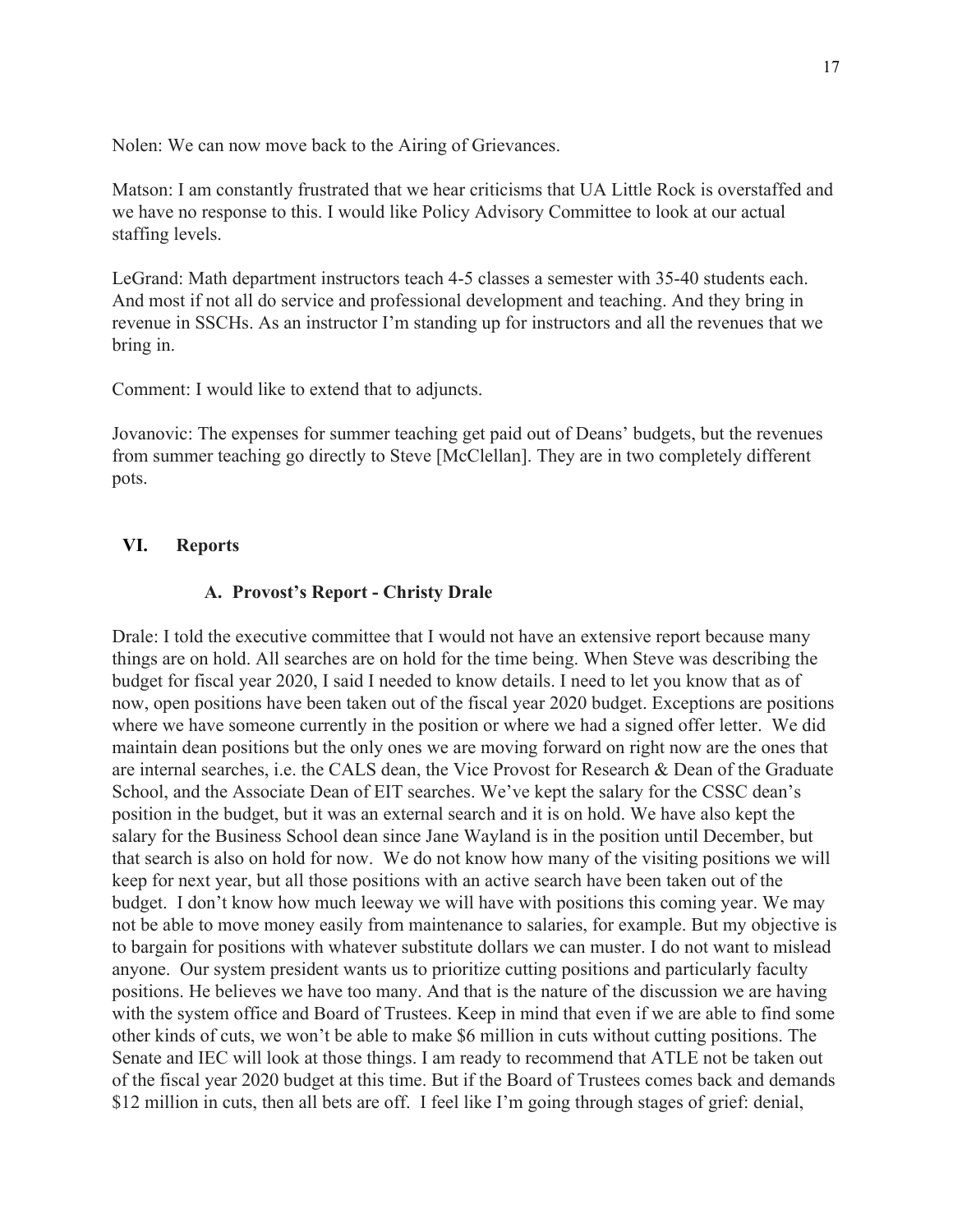Nolen: We can now move back to the Airing of Grievances.

Matson: I am constantly frustrated that we hear criticisms that UA Little Rock is overstaffed and we have no response to this. I would like Policy Advisory Committee to look at our actual staffing levels.

LeGrand: Math department instructors teach 4-5 classes a semester with 35-40 students each. And most if not all do service and professional development and teaching. And they bring in revenue in SSCHs. As an instructor I'm standing up for instructors and all the revenues that we bring in.

Comment: I would like to extend that to adjuncts.

Jovanovic: The expenses for summer teaching get paid out of Deans' budgets, but the revenues from summer teaching go directly to Steve [McClellan]. They are in two completely different pots.

## VI. Reports

### A. Provost's Report - Christy Drale

Drale: I told the executive committee that I would not have an extensive report because many things are on hold. All searches are on hold for the time being. When Steve was describing the budget for fiscal year 2020, I said I needed to know details. I need to let you know that as of now, open positions have been taken out of the fiscal year 2020 budget. Exceptions are positions where we have someone currently in the position or where we had a signed offer letter. We did maintain dean positions but the only ones we are moving forward on right now are the ones that are internal searches, i.e. the CALS dean, the Vice Provost for Research & Dean of the Graduate School, and the Associate Dean of EIT searches. We've kept the salary for the CSSC dean's position in the budget, but it was an external search and it is on hold. We have also kept the salary for the Business School dean since Jane Wayland is in the position until December, but that search is also on hold for now. We do not know how many of the visiting positions we will keep for next year, but all those positions with an active search have been taken out of the budget. I don't know how much leeway we will have with positions this coming year. We may not be able to move money easily from maintenance to salaries, for example. But my objective is to bargain for positions with whatever substitute dollars we can muster. I do not want to mislead anyone. Our system president wants us to prioritize cutting positions and particularly faculty positions. He believes we have too many. And that is the nature of the discussion we are having with the system office and Board of Trustees. Keep in mind that even if we are able to find some other kinds of cuts, we won't be able to make $6 million in cuts without cutting positions. The Senate and IEC will look at those things. I am ready to recommend that ATLE not be taken out of the fiscal year 2020 budget at this time. But if the Board of Trustees comes back and demands $12 million in cuts, then all bets are off. I feel like I'm going through stages of grief: denial,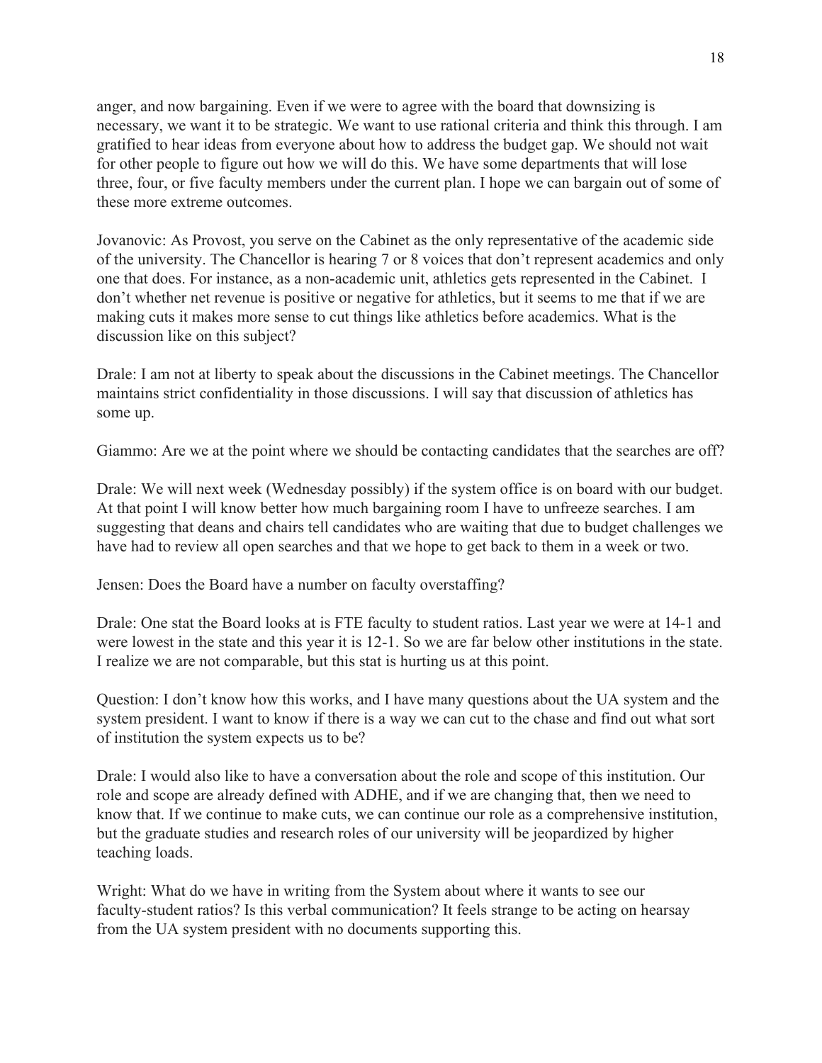anger, and now bargaining. Even if we were to agree with the board that downsizing is necessary, we want it to be strategic. We want to use rational criteria and think this through. I am gratified to hear ideas from everyone about how to address the budget gap. We should not wait for other people to figure out how we will do this. We have some departments that will lose three, four, or five faculty members under the current plan. I hope we can bargain out of some of these more extreme outcomes.

Jovanovic: As Provost, you serve on the Cabinet as the only representative of the academic side of the university. The Chancellor is hearing 7 or 8 voices that don't represent academics and only one that does. For instance, as a non-academic unit, athletics gets represented in the Cabinet. I don't whether net revenue is positive or negative for athletics, but it seems to me that if we are making cuts it makes more sense to cut things like athletics before academics. What is the discussion like on this subject?

Drale: I am not at liberty to speak about the discussions in the Cabinet meetings. The Chancellor maintains strict confidentiality in those discussions. I will say that discussion of athletics has some up.

Giammo: Are we at the point where we should be contacting candidates that the searches are off?

Drale: We will next week (Wednesday possibly) if the system office is on board with our budget. At that point I will know better how much bargaining room I have to unfreeze searches. I am suggesting that deans and chairs tell candidates who are waiting that due to budget challenges we have had to review all open searches and that we hope to get back to them in a week or two.

Jensen: Does the Board have a number on faculty overstaffing?

Drale: One stat the Board looks at is FTE faculty to student ratios. Last year we were at 14-1 and were lowest in the state and this year it is 12-1. So we are far below other institutions in the state. I realize we are not comparable, but this stat is hurting us at this point.

Question: I don't know how this works, and I have many questions about the UA system and the system president. I want to know if there is a way we can cut to the chase and find out what sort of institution the system expects us to be?

Drale: I would also like to have a conversation about the role and scope of this institution. Our role and scope are already defined with ADHE, and if we are changing that, then we need to know that. If we continue to make cuts, we can continue our role as a comprehensive institution, but the graduate studies and research roles of our university will be jeopardized by higher teaching loads.

Wright: What do we have in writing from the System about where it wants to see our faculty-student ratios? Is this verbal communication? It feels strange to be acting on hearsay from the UA system president with no documents supporting this.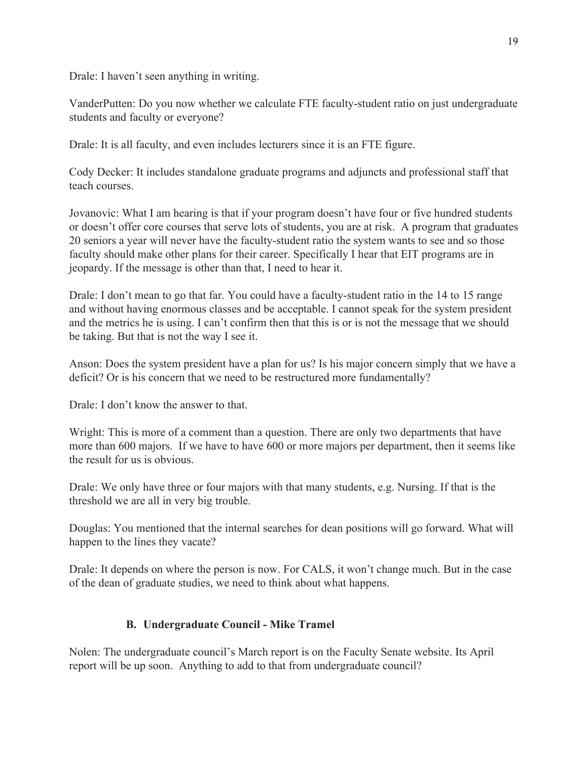Drale: I haven't seen anything in writing.

VanderPutten: Do you now whether we calculate FTE faculty-student ratio on just undergraduate students and faculty or everyone?

Drale: It is all faculty, and even includes lecturers since it is an FTE figure.

Cody Decker: It includes standalone graduate programs and adjuncts and professional staff that teach courses.

Jovanovic: What I am hearing is that if your program doesn't have four or five hundred students or doesn't offer core courses that serve lots of students, you are at risk. A program that graduates 20 seniors a year will never have the faculty-student ratio the system wants to see and so those faculty should make other plans for their career. Specifically I hear that EIT programs are in jeopardy. If the message is other than that, I need to hear it.

Drale: I don't mean to go that far. You could have a faculty-student ratio in the 14 to 15 range and without having enormous classes and be acceptable. I cannot speak for the system president and the metrics he is using. I can't confirm then that this is or is not the message that we should be taking. But that is not the way I see it.

Anson: Does the system president have a plan for us? Is his major concern simply that we have a deficit? Or is his concern that we need to be restructured more fundamentally?

Drale: I don't know the answer to that.

Wright: This is more of a comment than a question. There are only two departments that have more than 600 majors. If we have to have 600 or more majors per department, then it seems like the result for us is obvious.

Drale: We only have three or four majors with that many students, e.g. Nursing. If that is the threshold we are all in very big trouble.

Douglas: You mentioned that the internal searches for dean positions will go forward. What will happen to the lines they vacate?

Drale: It depends on where the person is now. For CALS, it won't change much. But in the case of the dean of graduate studies, we need to think about what happens.

### B. Undergraduate Council - Mike Tramel

Nolen: The undergraduate council's March report is on the Faculty Senate website. Its April report will be up soon. Anything to add to that from undergraduate council?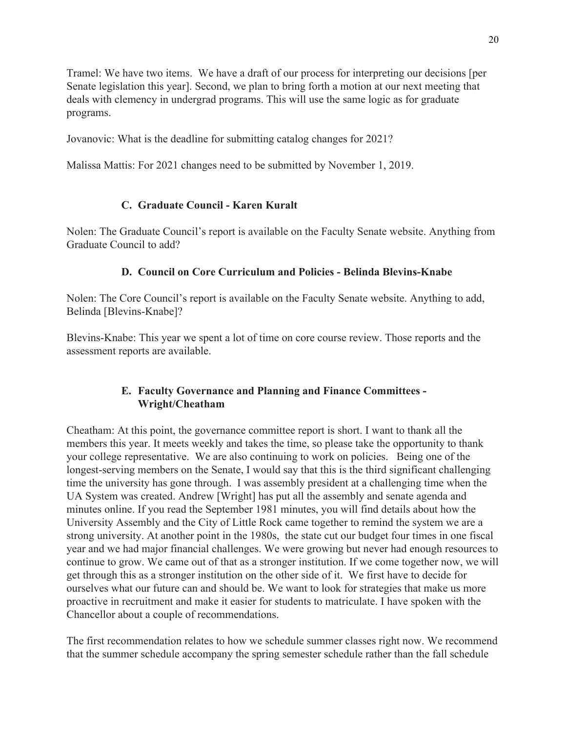Tramel: We have two items. We have a draft of our process for interpreting our decisions [per Senate legislation this year]. Second, we plan to bring forth a motion at our next meeting that deals with clemency in undergrad programs. This will use the same logic as for graduate programs.

Jovanovic: What is the deadline for submitting catalog changes for 2021?

Malissa Mattis: For 2021 changes need to be submitted by November 1, 2019.

### C. Graduate Council - Karen Kuralt

Nolen: The Graduate Council's report is available on the Faculty Senate website. Anything from Graduate Council to add?

### D. Council on Core Curriculum and Policies - Belinda Blevins-Knabe

Nolen: The Core Council's report is available on the Faculty Senate website. Anything to add, Belinda [Blevins-Knabe]?

Blevins-Knabe: This year we spent a lot of time on core course review. Those reports and the assessment reports are available.

### E. Faculty Governance and Planning and Finance Committees - Wright/Cheatham

Cheatham: At this point, the governance committee report is short. I want to thank all the members this year. It meets weekly and takes the time, so please take the opportunity to thank your college representative. We are also continuing to work on policies. Being one of the longest-serving members on the Senate, I would say that this is the third significant challenging time the university has gone through. I was assembly president at a challenging time when the UA System was created. Andrew [Wright] has put all the assembly and senate agenda and minutes online. If you read the September 1981 minutes, you will find details about how the University Assembly and the City of Little Rock came together to remind the system we are a strong university. At another point in the 1980s, the state cut our budget four times in one fiscal year and we had major financial challenges. We were growing but never had enough resources to continue to grow. We came out of that as a stronger institution. If we come together now, we will get through this as a stronger institution on the other side of it. We first have to decide for ourselves what our future can and should be. We want to look for strategies that make us more proactive in recruitment and make it easier for students to matriculate. I have spoken with the Chancellor about a couple of recommendations.

The first recommendation relates to how we schedule summer classes right now. We recommend that the summer schedule accompany the spring semester schedule rather than the fall schedule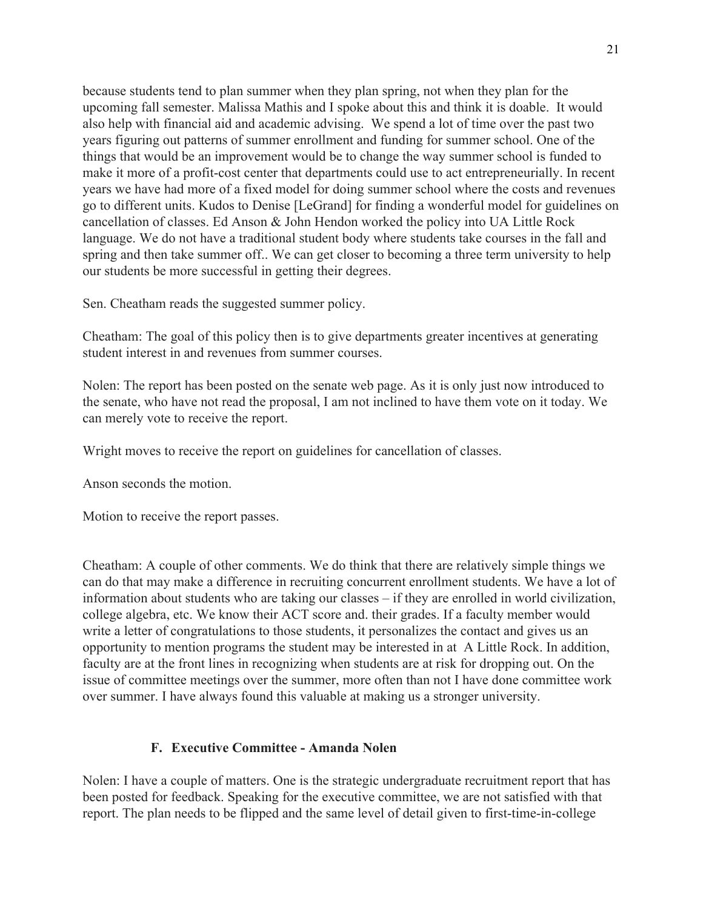because students tend to plan summer when they plan spring, not when they plan for the upcoming fall semester. Malissa Mathis and I spoke about this and think it is doable. It would also help with financial aid and academic advising. We spend a lot of time over the past two years figuring out patterns of summer enrollment and funding for summer school. One of the things that would be an improvement would be to change the way summer school is funded to make it more of a profit-cost center that departments could use to act entrepreneurially. In recent years we have had more of a fixed model for doing summer school where the costs and revenues go to different units. Kudos to Denise [LeGrand] for finding a wonderful model for guidelines on cancellation of classes. Ed Anson & John Hendon worked the policy into UA Little Rock language. We do not have a traditional student body where students take courses in the fall and spring and then take summer off.. We can get closer to becoming a three term university to help our students be more successful in getting their degrees.

Sen. Cheatham reads the suggested summer policy.

Cheatham: The goal of this policy then is to give departments greater incentives at generating student interest in and revenues from summer courses.

Nolen: The report has been posted on the senate web page. As it is only just now introduced to the senate, who have not read the proposal, I am not inclined to have them vote on it today. We can merely vote to receive the report.

Wright moves to receive the report on guidelines for cancellation of classes.

Anson seconds the motion.

Motion to receive the report passes.

Cheatham: A couple of other comments. We do think that there are relatively simple things we can do that may make a difference in recruiting concurrent enrollment students. We have a lot of information about students who are taking our classes – if they are enrolled in world civilization, college algebra, etc. We know their ACT score and. their grades. If a faculty member would write a letter of congratulations to those students, it personalizes the contact and gives us an opportunity to mention programs the student may be interested in at A Little Rock. In addition, faculty are at the front lines in recognizing when students are at risk for dropping out. On the issue of committee meetings over the summer, more often than not I have done committee work over summer. I have always found this valuable at making us a stronger university.

### F. Executive Committee - Amanda Nolen

Nolen: I have a couple of matters. One is the strategic undergraduate recruitment report that has been posted for feedback. Speaking for the executive committee, we are not satisfied with that report. The plan needs to be flipped and the same level of detail given to first-time-in-college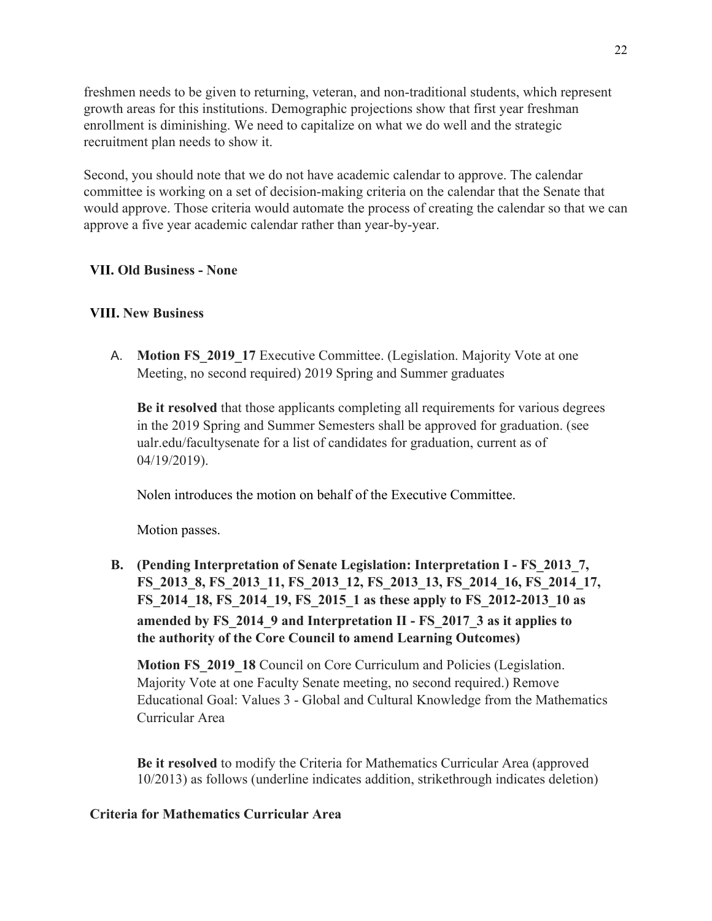freshmen needs to be given to returning, veteran, and non-traditional students, which represent growth areas for this institutions. Demographic projections show that first year freshman enrollment is diminishing. We need to capitalize on what we do well and the strategic recruitment plan needs to show it.

Second, you should note that we do not have academic calendar to approve. The calendar committee is working on a set of decision-making criteria on the calendar that the Senate that would approve. Those criteria would automate the process of creating the calendar so that we can approve a five year academic calendar rather than year-by-year.

## VII. Old Business - None

## VIII. New Business

A. **Motion FS_2019_17** Executive Committee. (Legislation. Majority Vote at one Meeting, no second required) 2019 Spring and Summer graduates

   **Be it resolved** that those applicants completing all requirements for various degrees in the 2019 Spring and Summer Semesters shall be approved for graduation. (see ualr.edu/facultysenate for a list of candidates for graduation, current as of 04/19/2019).

   Nolen introduces the motion on behalf of the Executive Committee.

   Motion passes.

B. **(Pending Interpretation of Senate Legislation: Interpretation I - FS_2013_7, FS_2013_8, FS_2013_11, FS_2013_12, FS_2013_13, FS_2014_16, FS_2014_17, FS_2014_18, FS_2014_19, FS_2015_1 as these apply to FS_2012-2013_10 as amended by FS_2014_9 and Interpretation II - FS_2017_3 as it applies to the authority of the Core Council to amend Learning Outcomes)**

   **Motion FS_2019_18** Council on Core Curriculum and Policies (Legislation. Majority Vote at one Faculty Senate meeting, no second required.) Remove Educational Goal: Values 3 - Global and Cultural Knowledge from the Mathematics Curricular Area

   **Be it resolved** to modify the Criteria for Mathematics Curricular Area (approved 10/2013) as follows (underline indicates addition, strikethrough indicates deletion)

**Criteria for Mathematics Curricular Area**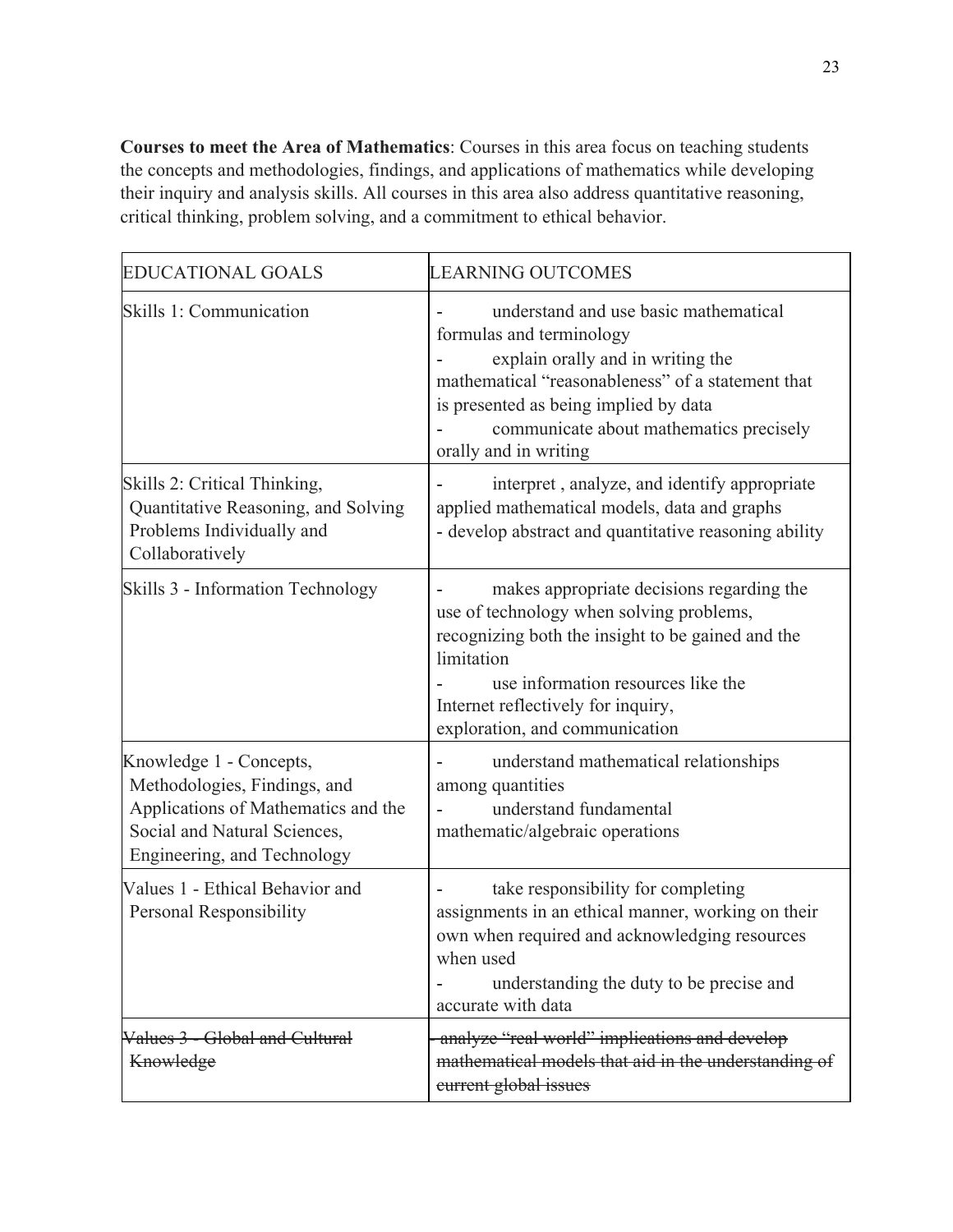**Courses to meet the Area of Mathematics**: Courses in this area focus on teaching students the concepts and methodologies, findings, and applications of mathematics while developing their inquiry and analysis skills. All courses in this area also address quantitative reasoning, critical thinking, problem solving, and a commitment to ethical behavior.

| EDUCATIONAL GOALS | LEARNING OUTCOMES |
|---|---|
| Skills 1: Communication | - understand and use basic mathematical formulas and terminology<br>- explain orally and in writing the mathematical "reasonableness" of a statement that is presented as being implied by data<br>- communicate about mathematics precisely orally and in writing |
| Skills 2: Critical Thinking, Quantitative Reasoning, and Solving Problems Individually and Collaboratively | - interpret , analyze, and identify appropriate applied mathematical models, data and graphs<br>- develop abstract and quantitative reasoning ability |
| Skills 3 - Information Technology | - makes appropriate decisions regarding the use of technology when solving problems, recognizing both the insight to be gained and the limitation<br>- use information resources like the Internet reflectively for inquiry, exploration, and communication |
| Knowledge 1 - Concepts, Methodologies, Findings, and Applications of Mathematics and the Social and Natural Sciences, Engineering, and Technology | - understand mathematical relationships among quantities<br>- understand fundamental mathematic/algebraic operations |
| Values 1 - Ethical Behavior and Personal Responsibility | - take responsibility for completing assignments in an ethical manner, working on their own when required and acknowledging resources when used<br>- understanding the duty to be precise and accurate with data |
| ~~Values 3 - Global and Cultural Knowledge~~ | ~~- analyze "real world" implications and develop mathematical models that aid in the understanding of current global issues~~ |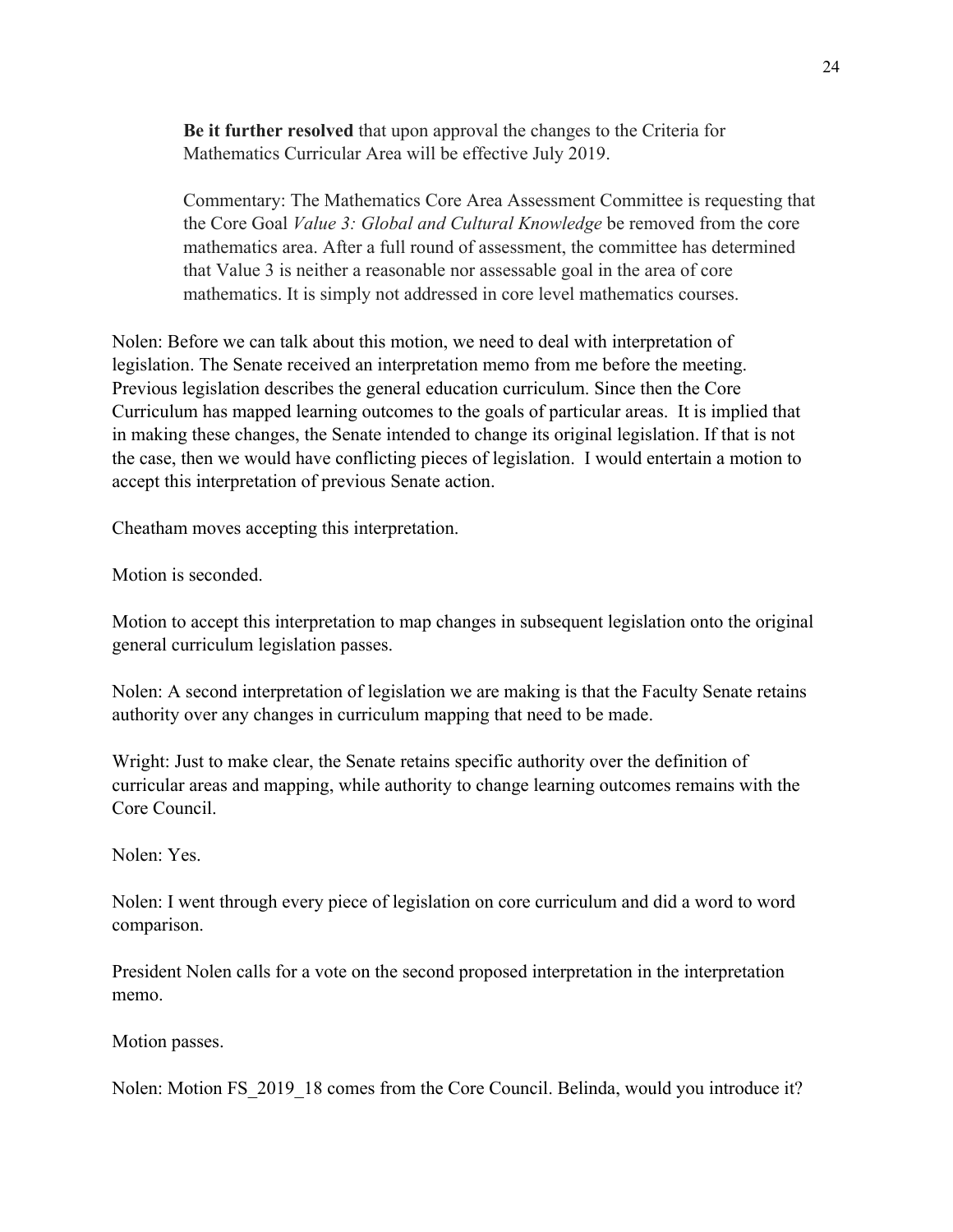**Be it further resolved** that upon approval the changes to the Criteria for Mathematics Curricular Area will be effective July 2019.

Commentary: The Mathematics Core Area Assessment Committee is requesting that the Core Goal *Value 3: Global and Cultural Knowledge* be removed from the core mathematics area. After a full round of assessment, the committee has determined that Value 3 is neither a reasonable nor assessable goal in the area of core mathematics. It is simply not addressed in core level mathematics courses.

Nolen: Before we can talk about this motion, we need to deal with interpretation of legislation. The Senate received an interpretation memo from me before the meeting. Previous legislation describes the general education curriculum. Since then the Core Curriculum has mapped learning outcomes to the goals of particular areas. It is implied that in making these changes, the Senate intended to change its original legislation. If that is not the case, then we would have conflicting pieces of legislation. I would entertain a motion to accept this interpretation of previous Senate action.

Cheatham moves accepting this interpretation.

Motion is seconded.

Motion to accept this interpretation to map changes in subsequent legislation onto the original general curriculum legislation passes.

Nolen: A second interpretation of legislation we are making is that the Faculty Senate retains authority over any changes in curriculum mapping that need to be made.

Wright: Just to make clear, the Senate retains specific authority over the definition of curricular areas and mapping, while authority to change learning outcomes remains with the Core Council.

Nolen: Yes.

Nolen: I went through every piece of legislation on core curriculum and did a word to word comparison.

President Nolen calls for a vote on the second proposed interpretation in the interpretation memo.

Motion passes.

Nolen: Motion FS_2019_18 comes from the Core Council. Belinda, would you introduce it?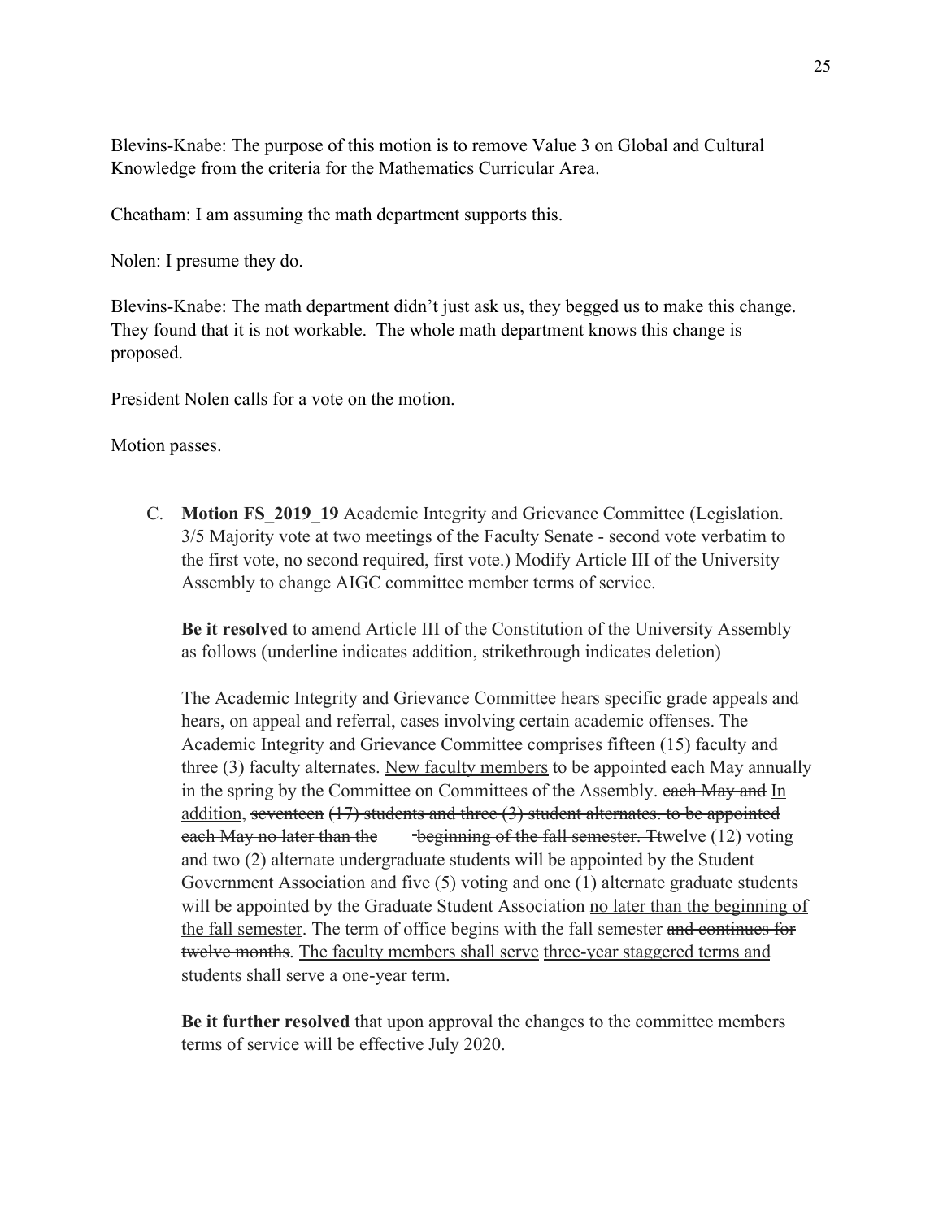Blevins-Knabe: The purpose of this motion is to remove Value 3 on Global and Cultural Knowledge from the criteria for the Mathematics Curricular Area.

Cheatham: I am assuming the math department supports this.

Nolen: I presume they do.

Blevins-Knabe: The math department didn't just ask us, they begged us to make this change. They found that it is not workable. The whole math department knows this change is proposed.

President Nolen calls for a vote on the motion.

Motion passes.

C. **Motion FS_2019_19** Academic Integrity and Grievance Committee (Legislation. 3/5 Majority vote at two meetings of the Faculty Senate - second vote verbatim to the first vote, no second required, first vote.) Modify Article III of the University Assembly to change AIGC committee member terms of service.

   **Be it resolved** to amend Article III of the Constitution of the University Assembly as follows (underline indicates addition, strikethrough indicates deletion)

   The Academic Integrity and Grievance Committee hears specific grade appeals and hears, on appeal and referral, cases involving certain academic offenses. The Academic Integrity and Grievance Committee comprises fifteen (15) faculty and three (3) faculty alternates. <u>New faculty members</u> to be appointed each May annually in the spring by the Committee on Committees of the Assembly. ~~each May and~~ <u>In addition</u>, ~~seventeen (17) students and three (3) student alternates. to be appointed each May no later than the -beginning of the fall semester. T~~twelve (12) voting and two (2) alternate undergraduate students will be appointed by the Student Government Association and five (5) voting and one (1) alternate graduate students will be appointed by the Graduate Student Association <u>no later than the beginning of the fall semester</u>. The term of office begins with the fall semester ~~and continues for twelve months~~. <u>The faculty members shall serve</u> <u>three-year staggered terms and students shall serve a one-year term.</u>

   **Be it further resolved** that upon approval the changes to the committee members terms of service will be effective July 2020.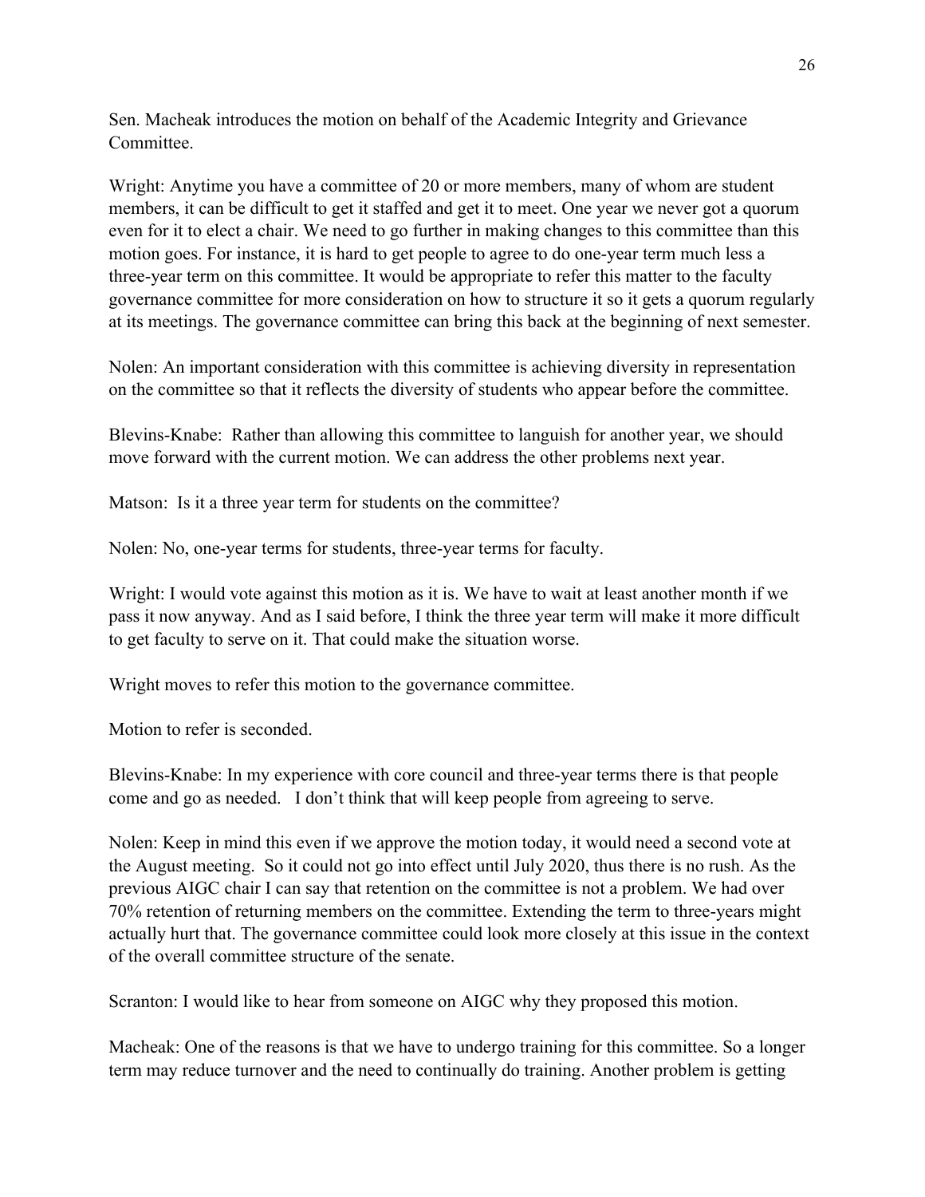Sen. Macheak introduces the motion on behalf of the Academic Integrity and Grievance Committee.

Wright: Anytime you have a committee of 20 or more members, many of whom are student members, it can be difficult to get it staffed and get it to meet. One year we never got a quorum even for it to elect a chair. We need to go further in making changes to this committee than this motion goes. For instance, it is hard to get people to agree to do one-year term much less a three-year term on this committee. It would be appropriate to refer this matter to the faculty governance committee for more consideration on how to structure it so it gets a quorum regularly at its meetings. The governance committee can bring this back at the beginning of next semester.

Nolen: An important consideration with this committee is achieving diversity in representation on the committee so that it reflects the diversity of students who appear before the committee.

Blevins-Knabe: Rather than allowing this committee to languish for another year, we should move forward with the current motion. We can address the other problems next year.

Matson: Is it a three year term for students on the committee?

Nolen: No, one-year terms for students, three-year terms for faculty.

Wright: I would vote against this motion as it is. We have to wait at least another month if we pass it now anyway. And as I said before, I think the three year term will make it more difficult to get faculty to serve on it. That could make the situation worse.

Wright moves to refer this motion to the governance committee.

Motion to refer is seconded.

Blevins-Knabe: In my experience with core council and three-year terms there is that people come and go as needed. I don't think that will keep people from agreeing to serve.

Nolen: Keep in mind this even if we approve the motion today, it would need a second vote at the August meeting. So it could not go into effect until July 2020, thus there is no rush. As the previous AIGC chair I can say that retention on the committee is not a problem. We had over 70% retention of returning members on the committee. Extending the term to three-years might actually hurt that. The governance committee could look more closely at this issue in the context of the overall committee structure of the senate.

Scranton: I would like to hear from someone on AIGC why they proposed this motion.

Macheak: One of the reasons is that we have to undergo training for this committee. So a longer term may reduce turnover and the need to continually do training. Another problem is getting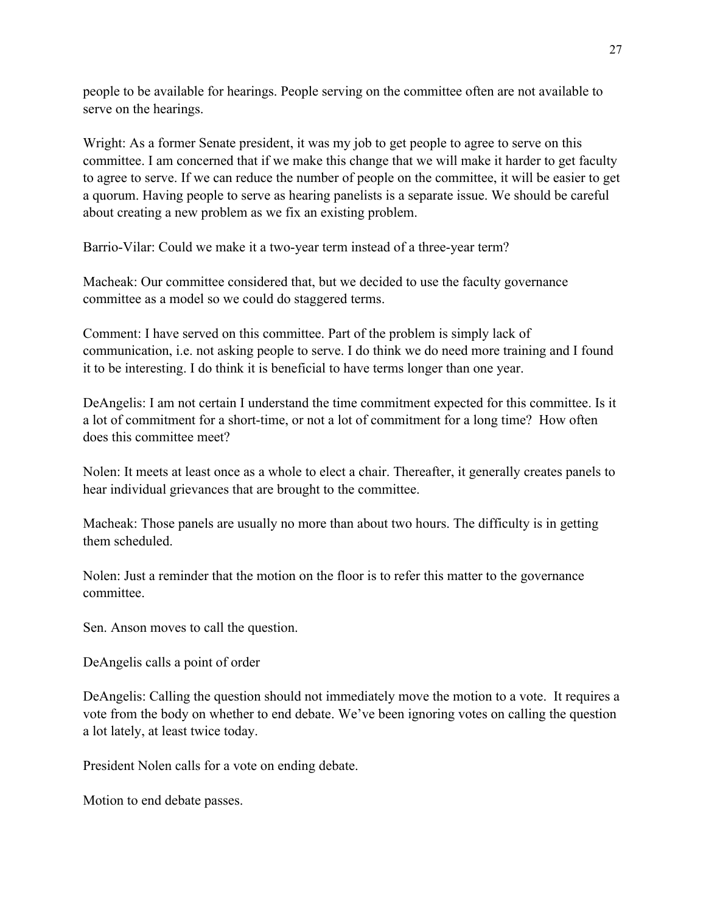people to be available for hearings. People serving on the committee often are not available to serve on the hearings.

Wright: As a former Senate president, it was my job to get people to agree to serve on this committee. I am concerned that if we make this change that we will make it harder to get faculty to agree to serve. If we can reduce the number of people on the committee, it will be easier to get a quorum. Having people to serve as hearing panelists is a separate issue. We should be careful about creating a new problem as we fix an existing problem.

Barrio-Vilar: Could we make it a two-year term instead of a three-year term?

Macheak: Our committee considered that, but we decided to use the faculty governance committee as a model so we could do staggered terms.

Comment: I have served on this committee. Part of the problem is simply lack of communication, i.e. not asking people to serve. I do think we do need more training and I found it to be interesting. I do think it is beneficial to have terms longer than one year.

DeAngelis: I am not certain I understand the time commitment expected for this committee. Is it a lot of commitment for a short-time, or not a lot of commitment for a long time? How often does this committee meet?

Nolen: It meets at least once as a whole to elect a chair. Thereafter, it generally creates panels to hear individual grievances that are brought to the committee.

Macheak: Those panels are usually no more than about two hours. The difficulty is in getting them scheduled.

Nolen: Just a reminder that the motion on the floor is to refer this matter to the governance committee.

Sen. Anson moves to call the question.

DeAngelis calls a point of order

DeAngelis: Calling the question should not immediately move the motion to a vote. It requires a vote from the body on whether to end debate. We've been ignoring votes on calling the question a lot lately, at least twice today.

President Nolen calls for a vote on ending debate.

Motion to end debate passes.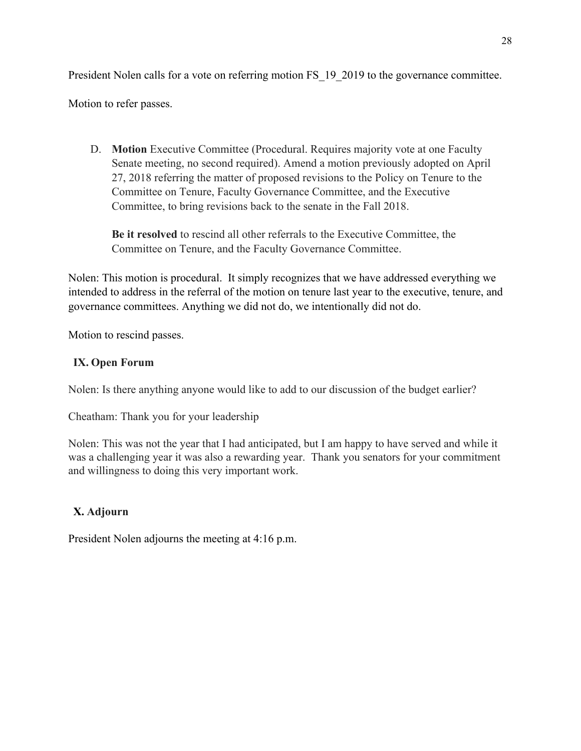President Nolen calls for a vote on referring motion FS_19_2019 to the governance committee.

Motion to refer passes.

D. **Motion** Executive Committee (Procedural. Requires majority vote at one Faculty Senate meeting, no second required). Amend a motion previously adopted on April 27, 2018 referring the matter of proposed revisions to the Policy on Tenure to the Committee on Tenure, Faculty Governance Committee, and the Executive Committee, to bring revisions back to the senate in the Fall 2018.

   **Be it resolved** to rescind all other referrals to the Executive Committee, the Committee on Tenure, and the Faculty Governance Committee.

Nolen: This motion is procedural. It simply recognizes that we have addressed everything we intended to address in the referral of the motion on tenure last year to the executive, tenure, and governance committees. Anything we did not do, we intentionally did not do.

Motion to rescind passes.

## IX. Open Forum

Nolen: Is there anything anyone would like to add to our discussion of the budget earlier?

Cheatham: Thank you for your leadership

Nolen: This was not the year that I had anticipated, but I am happy to have served and while it was a challenging year it was also a rewarding year. Thank you senators for your commitment and willingness to doing this very important work.

## X. Adjourn

President Nolen adjourns the meeting at 4:16 p.m.